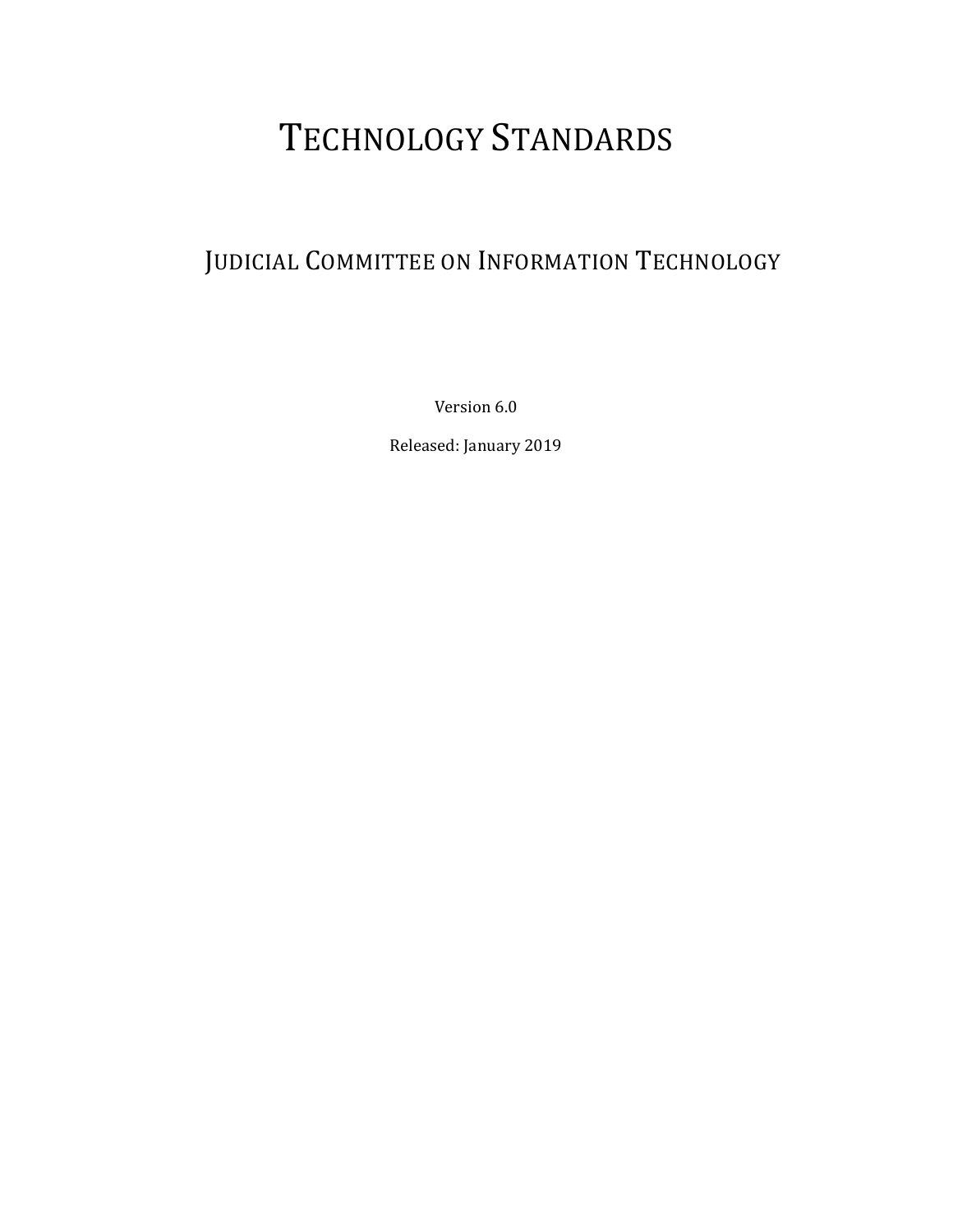# Technology Standards

## Judicial Committee on Information Technology

Version 6.0

Released: January 2019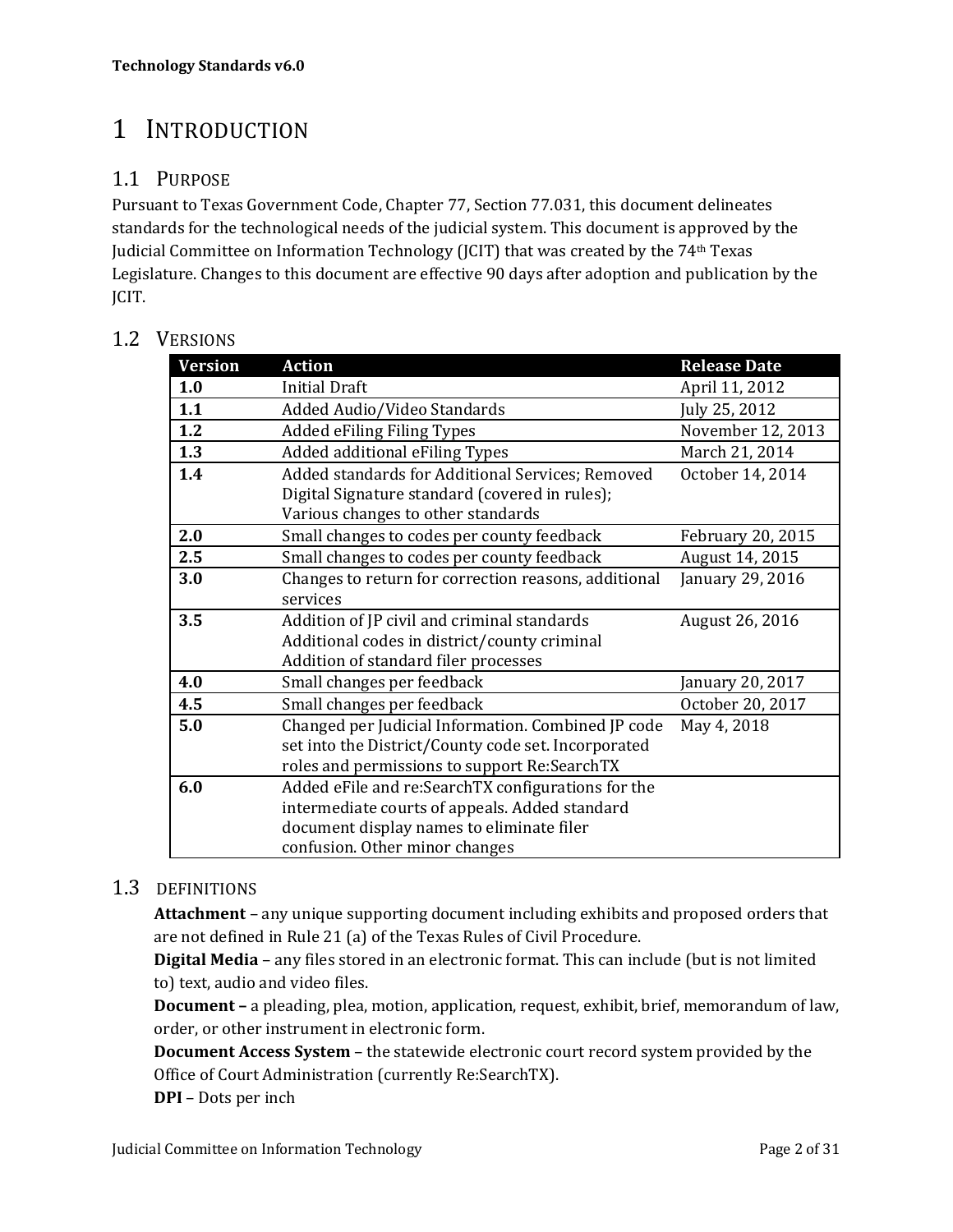# 1 INTRODUCTION

## 1.1 PURPOSE

Pursuant to Texas Government Code, Chapter 77, Section 77.031, this document delineates standards for the technological needs of the judicial system. This document is approved by the Judicial Committee on Information Technology (JCIT) that was created by the 74th Texas Legislature. Changes to this document are effective 90 days after adoption and publication by the JCIT.

## 1.2 VERSIONS

| Version | Action | Release Date |
|---|---|---|
| **1.0** | Initial Draft | April 11, 2012 |
| **1.1** | Added Audio/Video Standards | July 25, 2012 |
| **1.2** | Added eFiling Filing Types | November 12, 2013 |
| **1.3** | Added additional eFiling Types | March 21, 2014 |
| **1.4** | Added standards for Additional Services; Removed Digital Signature standard (covered in rules); Various changes to other standards | October 14, 2014 |
| **2.0** | Small changes to codes per county feedback | February 20, 2015 |
| **2.5** | Small changes to codes per county feedback | August 14, 2015 |
| **3.0** | Changes to return for correction reasons, additional services | January 29, 2016 |
| **3.5** | Addition of JP civil and criminal standards<br>Additional codes in district/county criminal<br>Addition of standard filer processes | August 26, 2016 |
| **4.0** | Small changes per feedback | January 20, 2017 |
| **4.5** | Small changes per feedback | October 20, 2017 |
| **5.0** | Changed per Judicial Information. Combined JP code set into the District/County code set. Incorporated roles and permissions to support Re:SearchTX | May 4, 2018 |
| **6.0** | Added eFile and re:SearchTX configurations for the intermediate courts of appeals. Added standard document display names to eliminate filer confusion. Other minor changes | |

## 1.3 DEFINITIONS

**Attachment** – any unique supporting document including exhibits and proposed orders that are not defined in Rule 21 (a) of the Texas Rules of Civil Procedure.

**Digital Media** – any files stored in an electronic format. This can include (but is not limited to) text, audio and video files.

**Document –** a pleading, plea, motion, application, request, exhibit, brief, memorandum of law, order, or other instrument in electronic form.

**Document Access System** – the statewide electronic court record system provided by the Office of Court Administration (currently Re:SearchTX).

**DPI** – Dots per inch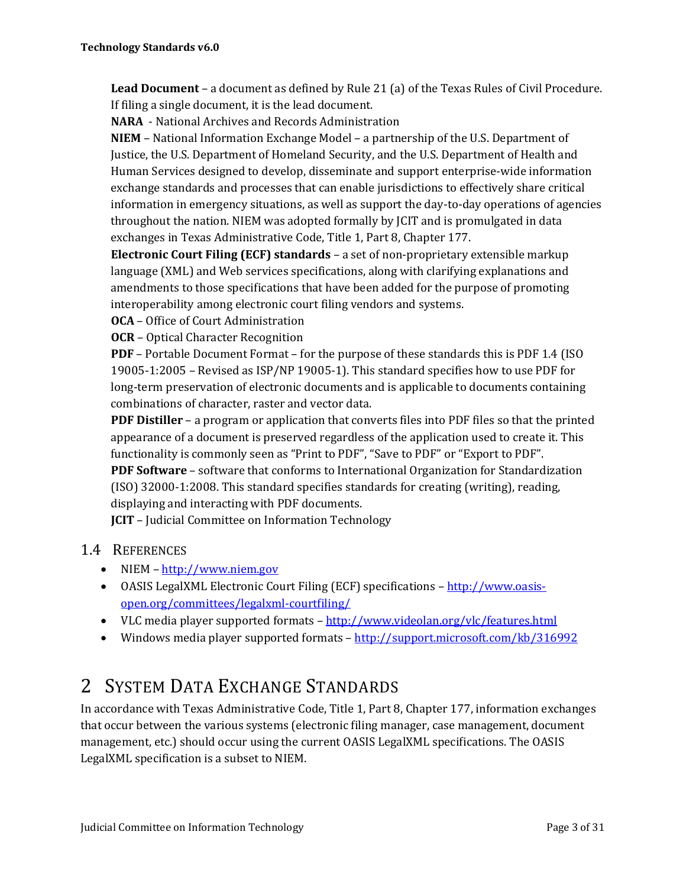**Lead Document** – a document as defined by Rule 21 (a) of the Texas Rules of Civil Procedure. If filing a single document, it is the lead document.

**NARA** - National Archives and Records Administration

**NIEM** – National Information Exchange Model – a partnership of the U.S. Department of Justice, the U.S. Department of Homeland Security, and the U.S. Department of Health and Human Services designed to develop, disseminate and support enterprise-wide information exchange standards and processes that can enable jurisdictions to effectively share critical information in emergency situations, as well as support the day-to-day operations of agencies throughout the nation. NIEM was adopted formally by JCIT and is promulgated in data exchanges in Texas Administrative Code, Title 1, Part 8, Chapter 177.

**Electronic Court Filing (ECF) standards** – a set of non-proprietary extensible markup language (XML) and Web services specifications, along with clarifying explanations and amendments to those specifications that have been added for the purpose of promoting interoperability among electronic court filing vendors and systems.

**OCA** – Office of Court Administration

**OCR** – Optical Character Recognition

**PDF** – Portable Document Format – for the purpose of these standards this is PDF 1.4 (ISO 19005-1:2005 – Revised as ISP/NP 19005-1). This standard specifies how to use PDF for long-term preservation of electronic documents and is applicable to documents containing combinations of character, raster and vector data.

**PDF Distiller** – a program or application that converts files into PDF files so that the printed appearance of a document is preserved regardless of the application used to create it. This functionality is commonly seen as "Print to PDF", "Save to PDF" or "Export to PDF".

**PDF Software** – software that conforms to International Organization for Standardization (ISO) 32000-1:2008. This standard specifies standards for creating (writing), reading, displaying and interacting with PDF documents.

**JCIT** – Judicial Committee on Information Technology

## 1.4 References

- NIEM – http://www.niem.gov
- OASIS LegalXML Electronic Court Filing (ECF) specifications – http://www.oasis-open.org/committees/legalxml-courtfiling/
- VLC media player supported formats – http://www.videolan.org/vlc/features.html
- Windows media player supported formats – http://support.microsoft.com/kb/316992

# 2 System Data Exchange Standards

In accordance with Texas Administrative Code, Title 1, Part 8, Chapter 177, information exchanges that occur between the various systems (electronic filing manager, case management, document management, etc.) should occur using the current OASIS LegalXML specifications. The OASIS LegalXML specification is a subset to NIEM.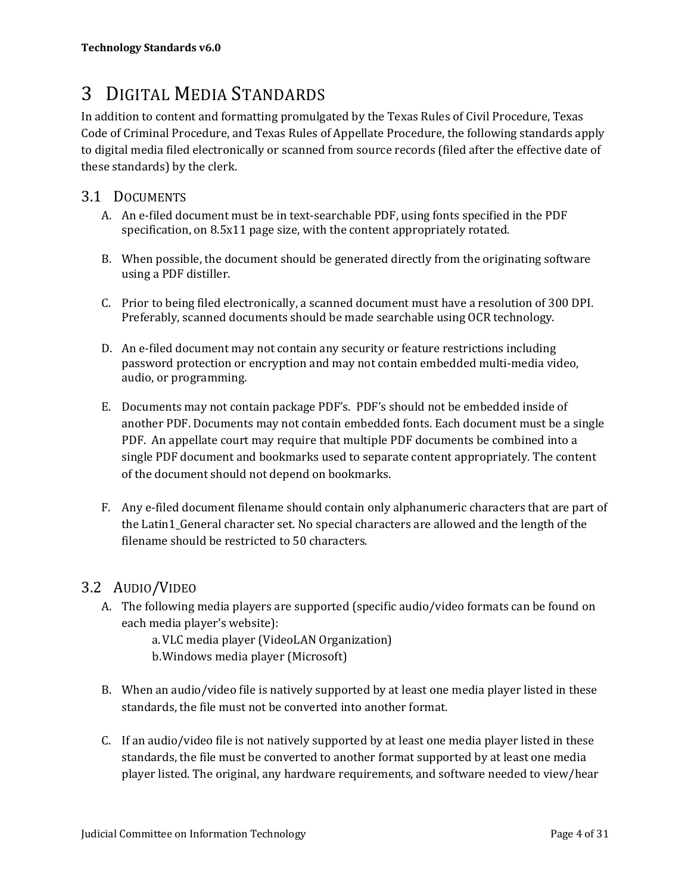# 3 Digital Media Standards

In addition to content and formatting promulgated by the Texas Rules of Civil Procedure, Texas Code of Criminal Procedure, and Texas Rules of Appellate Procedure, the following standards apply to digital media filed electronically or scanned from source records (filed after the effective date of these standards) by the clerk.

## 3.1 Documents

A. An e-filed document must be in text-searchable PDF, using fonts specified in the PDF specification, on 8.5x11 page size, with the content appropriately rotated.

B. When possible, the document should be generated directly from the originating software using a PDF distiller.

C. Prior to being filed electronically, a scanned document must have a resolution of 300 DPI. Preferably, scanned documents should be made searchable using OCR technology.

D. An e-filed document may not contain any security or feature restrictions including password protection or encryption and may not contain embedded multi-media video, audio, or programming.

E. Documents may not contain package PDF's. PDF's should not be embedded inside of another PDF. Documents may not contain embedded fonts. Each document must be a single PDF. An appellate court may require that multiple PDF documents be combined into a single PDF document and bookmarks used to separate content appropriately. The content of the document should not depend on bookmarks.

F. Any e-filed document filename should contain only alphanumeric characters that are part of the Latin1_General character set. No special characters are allowed and the length of the filename should be restricted to 50 characters.

## 3.2 Audio/Video

A. The following media players are supported (specific audio/video formats can be found on each media player's website):
   a. VLC media player (VideoLAN Organization)
   b. Windows media player (Microsoft)

B. When an audio/video file is natively supported by at least one media player listed in these standards, the file must not be converted into another format.

C. If an audio/video file is not natively supported by at least one media player listed in these standards, the file must be converted to another format supported by at least one media player listed. The original, any hardware requirements, and software needed to view/hear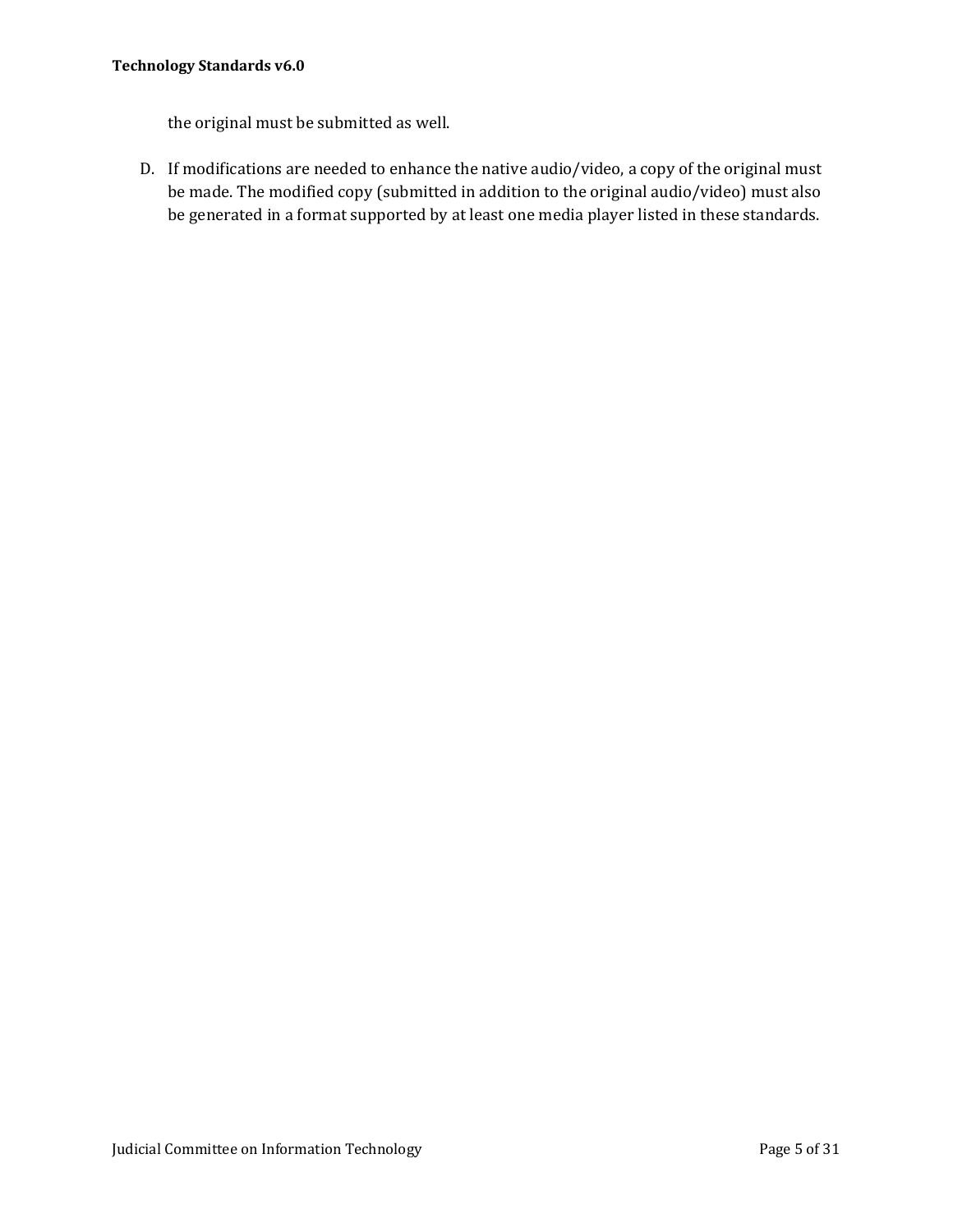the original must be submitted as well.

D. If modifications are needed to enhance the native audio/video, a copy of the original must be made. The modified copy (submitted in addition to the original audio/video) must also be generated in a format supported by at least one media player listed in these standards.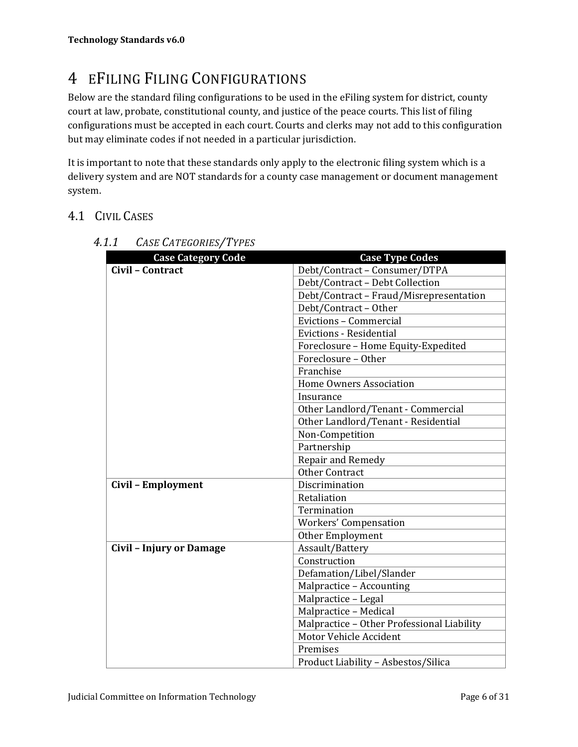# 4 eFiling Filing Configurations

Below are the standard filing configurations to be used in the eFiling system for district, county court at law, probate, constitutional county, and justice of the peace courts. This list of filing configurations must be accepted in each court. Courts and clerks may not add to this configuration but may eliminate codes if not needed in a particular jurisdiction.

It is important to note that these standards only apply to the electronic filing system which is a delivery system and are NOT standards for a county case management or document management system.

## 4.1 Civil Cases

### 4.1.1 *Case Categories/Types*

| Case Category Code | Case Type Codes |
|---|---|
| **Civil – Contract** | Debt/Contract – Consumer/DTPA |
| | Debt/Contract – Debt Collection |
| | Debt/Contract – Fraud/Misrepresentation |
| | Debt/Contract – Other |
| | Evictions – Commercial |
| | Evictions - Residential |
| | Foreclosure – Home Equity-Expedited |
| | Foreclosure – Other |
| | Franchise |
| | Home Owners Association |
| | Insurance |
| | Other Landlord/Tenant - Commercial |
| | Other Landlord/Tenant - Residential |
| | Non-Competition |
| | Partnership |
| | Repair and Remedy |
| | Other Contract |
| **Civil – Employment** | Discrimination |
| | Retaliation |
| | Termination |
| | Workers' Compensation |
| | Other Employment |
| **Civil – Injury or Damage** | Assault/Battery |
| | Construction |
| | Defamation/Libel/Slander |
| | Malpractice – Accounting |
| | Malpractice – Legal |
| | Malpractice – Medical |
| | Malpractice – Other Professional Liability |
| | Motor Vehicle Accident |
| | Premises |
| | Product Liability – Asbestos/Silica |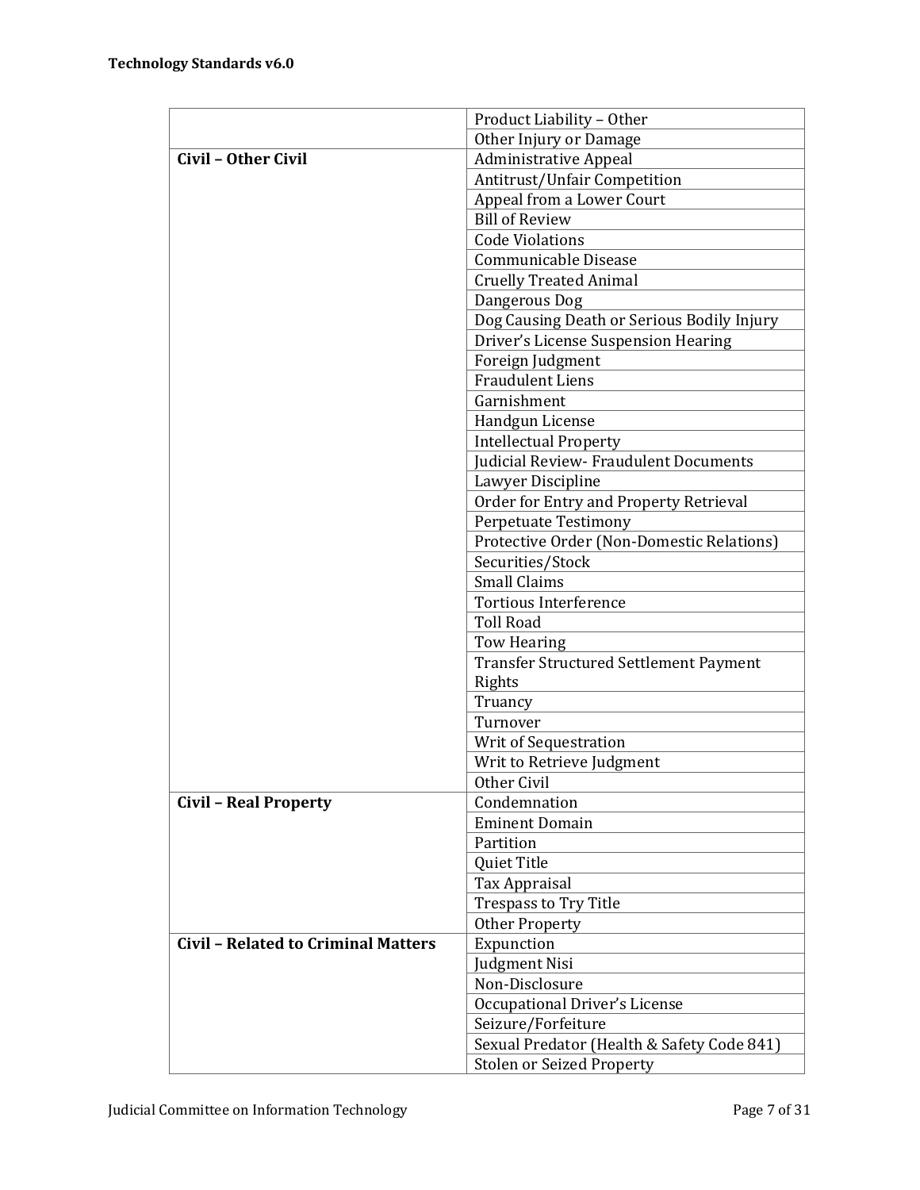| | |
|---|---|
| | Product Liability – Other |
| | Other Injury or Damage |
| **Civil – Other Civil** | Administrative Appeal |
| | Antitrust/Unfair Competition |
| | Appeal from a Lower Court |
| | Bill of Review |
| | Code Violations |
| | Communicable Disease |
| | Cruelly Treated Animal |
| | Dangerous Dog |
| | Dog Causing Death or Serious Bodily Injury |
| | Driver's License Suspension Hearing |
| | Foreign Judgment |
| | Fraudulent Liens |
| | Garnishment |
| | Handgun License |
| | Intellectual Property |
| | Judicial Review- Fraudulent Documents |
| | Lawyer Discipline |
| | Order for Entry and Property Retrieval |
| | Perpetuate Testimony |
| | Protective Order (Non-Domestic Relations) |
| | Securities/Stock |
| | Small Claims |
| | Tortious Interference |
| | Toll Road |
| | Tow Hearing |
| | Transfer Structured Settlement Payment Rights |
| | Truancy |
| | Turnover |
| | Writ of Sequestration |
| | Writ to Retrieve Judgment |
| | Other Civil |
| **Civil – Real Property** | Condemnation |
| | Eminent Domain |
| | Partition |
| | Quiet Title |
| | Tax Appraisal |
| | Trespass to Try Title |
| | Other Property |
| **Civil – Related to Criminal Matters** | Expunction |
| | Judgment Nisi |
| | Non-Disclosure |
| | Occupational Driver's License |
| | Seizure/Forfeiture |
| | Sexual Predator (Health & Safety Code 841) |
| | Stolen or Seized Property |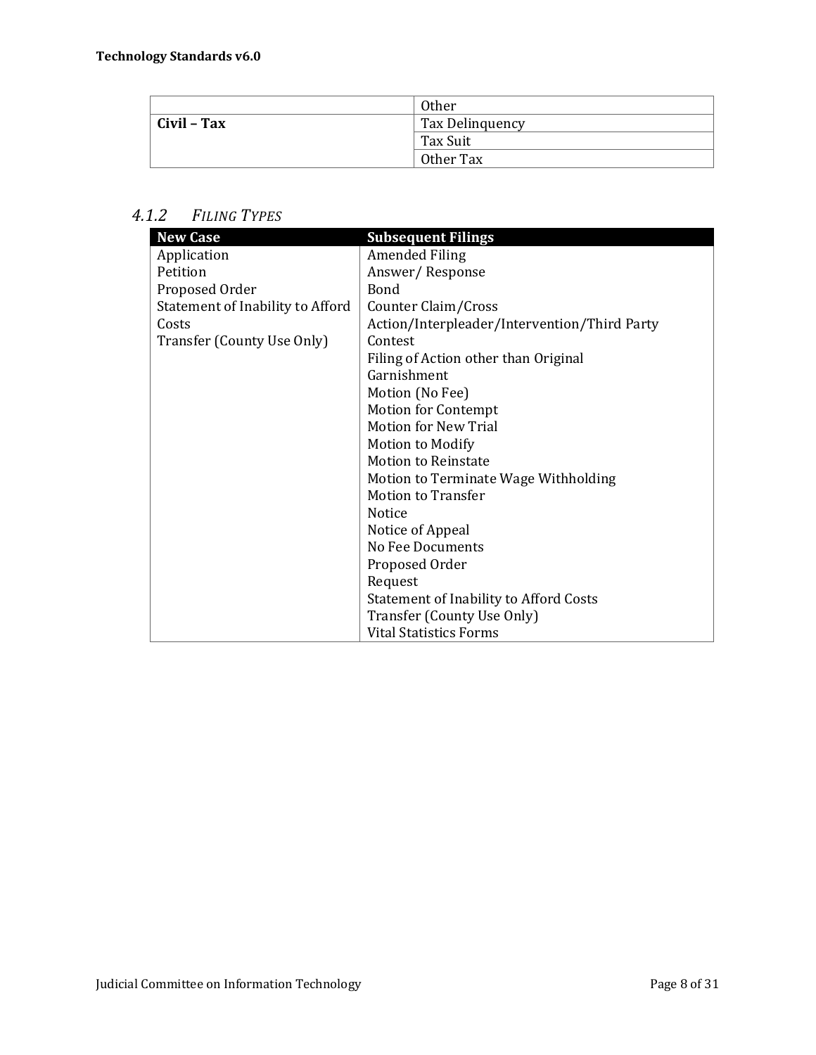| | |
|---|---|
| | Other |
| **Civil – Tax** | Tax Delinquency |
| | Tax Suit |
| | Other Tax |

### 4.1.2 *FILING TYPES*

| New Case | Subsequent Filings |
|---|---|
| Application | Amended Filing |
| Petition | Answer/ Response |
| Proposed Order | Bond |
| Statement of Inability to Afford Costs | Counter Claim/Cross Action/Interpleader/Intervention/Third Party |
| Transfer (County Use Only) | Contest |
| | Filing of Action other than Original |
| | Garnishment |
| | Motion (No Fee) |
| | Motion for Contempt |
| | Motion for New Trial |
| | Motion to Modify |
| | Motion to Reinstate |
| | Motion to Terminate Wage Withholding |
| | Motion to Transfer |
| | Notice |
| | Notice of Appeal |
| | No Fee Documents |
| | Proposed Order |
| | Request |
| | Statement of Inability to Afford Costs |
| | Transfer (County Use Only) |
| | Vital Statistics Forms |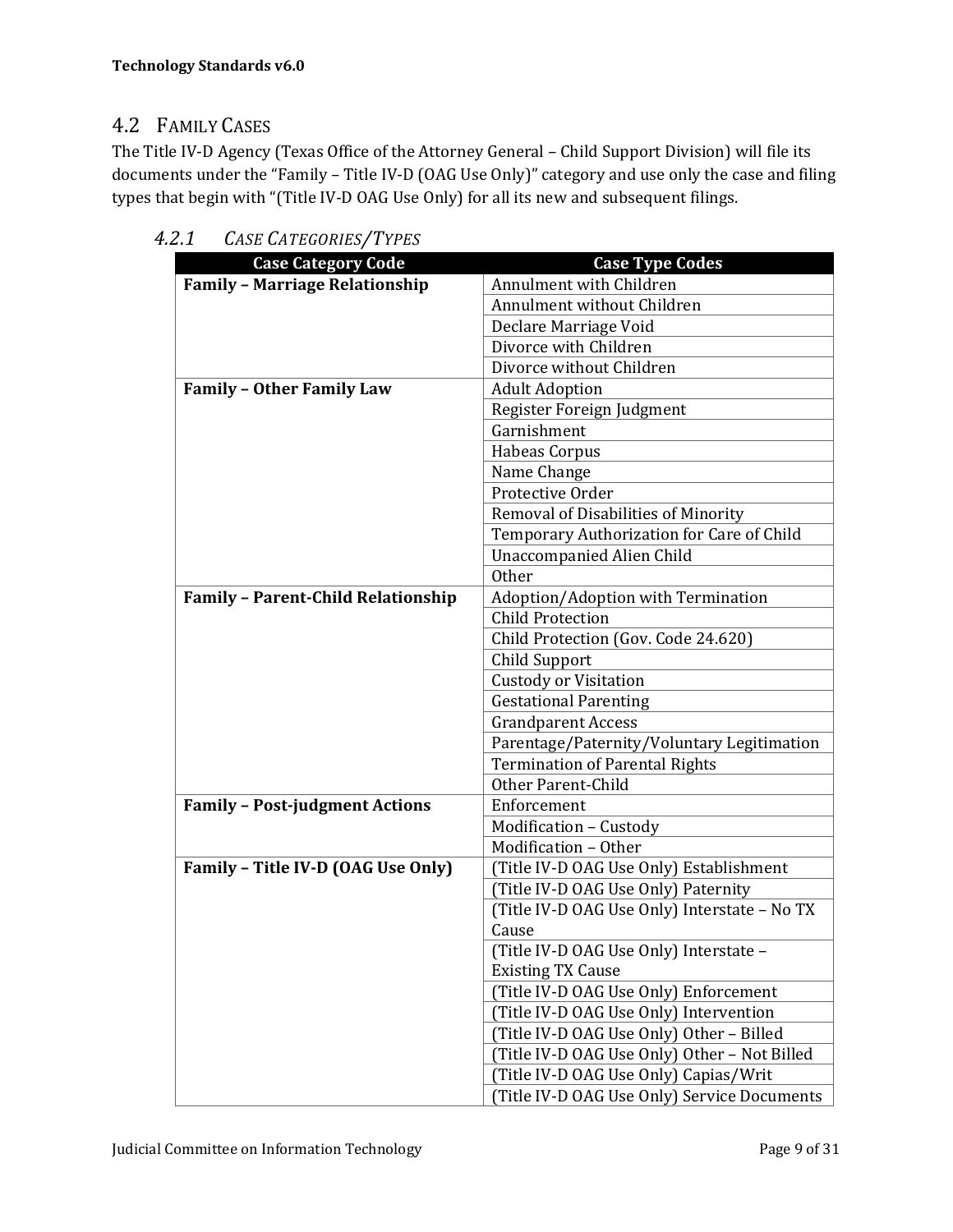## 4.2 Family Cases

The Title IV-D Agency (Texas Office of the Attorney General – Child Support Division) will file its documents under the "Family – Title IV-D (OAG Use Only)" category and use only the case and filing types that begin with "(Title IV-D OAG Use Only) for all its new and subsequent filings.

### 4.2.1 Case Categories/Types

| Case Category Code | Case Type Codes |
|---|---|
| **Family – Marriage Relationship** | Annulment with Children |
| | Annulment without Children |
| | Declare Marriage Void |
| | Divorce with Children |
| | Divorce without Children |
| **Family – Other Family Law** | Adult Adoption |
| | Register Foreign Judgment |
| | Garnishment |
| | Habeas Corpus |
| | Name Change |
| | Protective Order |
| | Removal of Disabilities of Minority |
| | Temporary Authorization for Care of Child |
| | Unaccompanied Alien Child |
| | Other |
| **Family – Parent-Child Relationship** | Adoption/Adoption with Termination |
| | Child Protection |
| | Child Protection (Gov. Code 24.620) |
| | Child Support |
| | Custody or Visitation |
| | Gestational Parenting |
| | Grandparent Access |
| | Parentage/Paternity/Voluntary Legitimation |
| | Termination of Parental Rights |
| | Other Parent-Child |
| **Family – Post-judgment Actions** | Enforcement |
| | Modification – Custody |
| | Modification – Other |
| **Family – Title IV-D (OAG Use Only)** | (Title IV-D OAG Use Only) Establishment |
| | (Title IV-D OAG Use Only) Paternity |
| | (Title IV-D OAG Use Only) Interstate – No TX Cause |
| | (Title IV-D OAG Use Only) Interstate – Existing TX Cause |
| | (Title IV-D OAG Use Only) Enforcement |
| | (Title IV-D OAG Use Only) Intervention |
| | (Title IV-D OAG Use Only) Other – Billed |
| | (Title IV-D OAG Use Only) Other – Not Billed |
| | (Title IV-D OAG Use Only) Capias/Writ |
| | (Title IV-D OAG Use Only) Service Documents |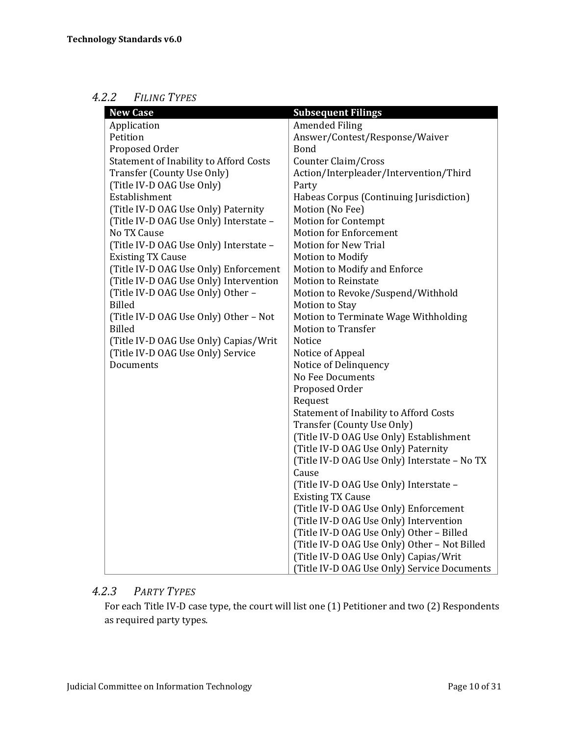### 4.2.2 *Filing Types*

| New Case | Subsequent Filings |
|---|---|
| Application | Amended Filing |
| Petition | Answer/Contest/Response/Waiver |
| Proposed Order | Bond |
| Statement of Inability to Afford Costs | Counter Claim/Cross Action/Interpleader/Intervention/Third Party |
| Transfer (County Use Only) | Habeas Corpus (Continuing Jurisdiction) |
| (Title IV-D OAG Use Only) Establishment | Motion (No Fee) |
| (Title IV-D OAG Use Only) Paternity | Motion for Contempt |
| (Title IV-D OAG Use Only) Interstate – No TX Cause | Motion for Enforcement |
| (Title IV-D OAG Use Only) Interstate – Existing TX Cause | Motion for New Trial |
| (Title IV-D OAG Use Only) Enforcement | Motion to Modify |
| (Title IV-D OAG Use Only) Intervention | Motion to Modify and Enforce |
| (Title IV-D OAG Use Only) Other – Billed | Motion to Reinstate |
| (Title IV-D OAG Use Only) Other – Not Billed | Motion to Revoke/Suspend/Withhold |
| (Title IV-D OAG Use Only) Capias/Writ | Motion to Stay |
| (Title IV-D OAG Use Only) Service Documents | Motion to Terminate Wage Withholding |
| | Motion to Transfer |
| | Notice |
| | Notice of Appeal |
| | Notice of Delinquency |
| | No Fee Documents |
| | Proposed Order |
| | Request |
| | Statement of Inability to Afford Costs |
| | Transfer (County Use Only) |
| | (Title IV-D OAG Use Only) Establishment |
| | (Title IV-D OAG Use Only) Paternity |
| | (Title IV-D OAG Use Only) Interstate – No TX Cause |
| | (Title IV-D OAG Use Only) Interstate – Existing TX Cause |
| | (Title IV-D OAG Use Only) Enforcement |
| | (Title IV-D OAG Use Only) Intervention |
| | (Title IV-D OAG Use Only) Other – Billed |
| | (Title IV-D OAG Use Only) Other – Not Billed |
| | (Title IV-D OAG Use Only) Capias/Writ |
| | (Title IV-D OAG Use Only) Service Documents |

### 4.2.3 *Party Types*

For each Title IV-D case type, the court will list one (1) Petitioner and two (2) Respondents as required party types.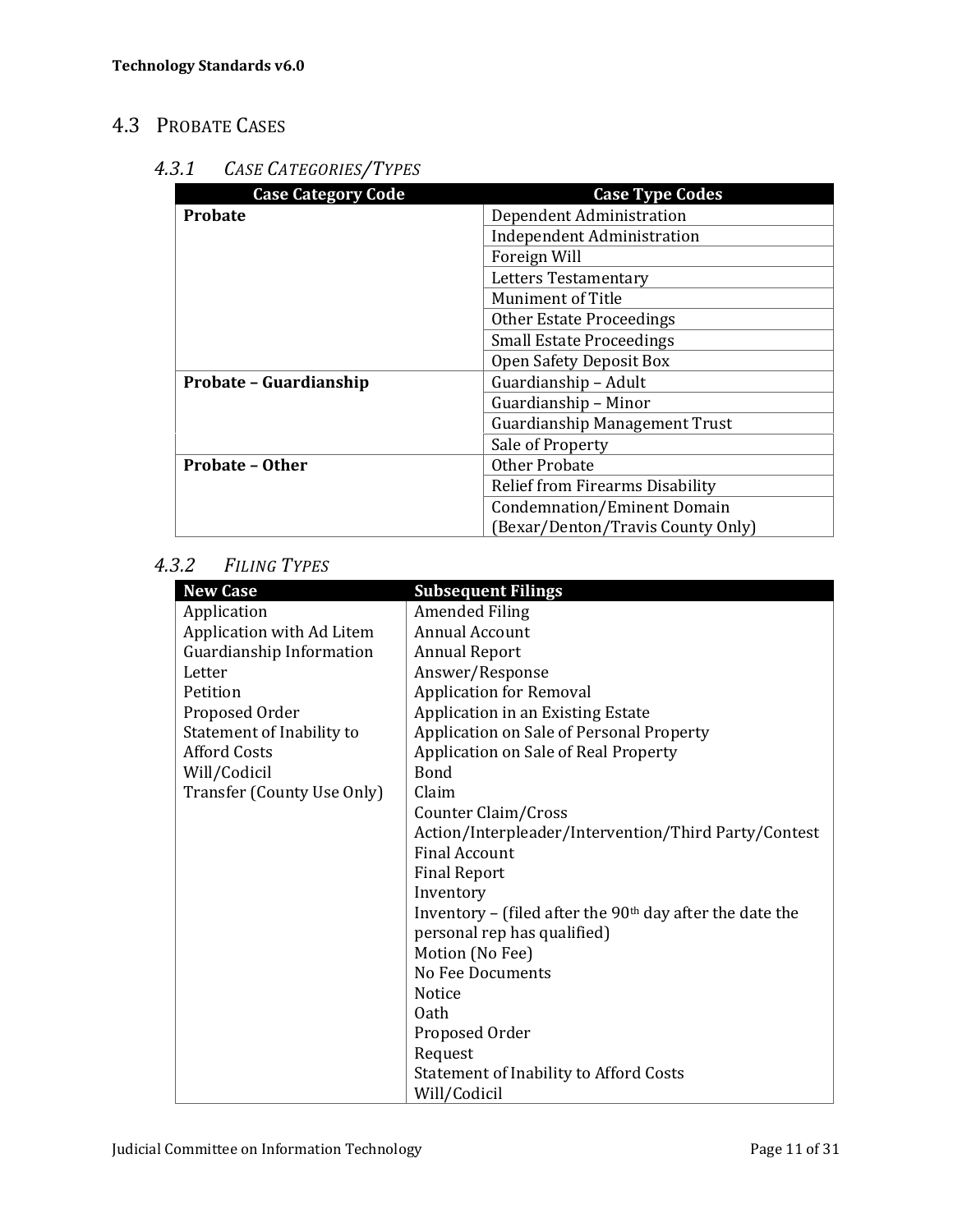## 4.3 Probate Cases

### 4.3.1 *Case Categories/Types*

| Case Category Code | Case Type Codes |
|---|---|
| **Probate** | Dependent Administration |
| | Independent Administration |
| | Foreign Will |
| | Letters Testamentary |
| | Muniment of Title |
| | Other Estate Proceedings |
| | Small Estate Proceedings |
| | Open Safety Deposit Box |
| **Probate – Guardianship** | Guardianship – Adult |
| | Guardianship – Minor |
| | Guardianship Management Trust |
| | Sale of Property |
| **Probate – Other** | Other Probate |
| | Relief from Firearms Disability |
| | Condemnation/Eminent Domain (Bexar/Denton/Travis County Only) |

### 4.3.2 *Filing Types*

| New Case | Subsequent Filings |
|---|---|
| Application | Amended Filing |
| Application with Ad Litem | Annual Account |
| Guardianship Information | Annual Report |
| Letter | Answer/Response |
| Petition | Application for Removal |
| Proposed Order | Application in an Existing Estate |
| Statement of Inability to Afford Costs | Application on Sale of Personal Property |
| Will/Codicil | Application on Sale of Real Property |
| Transfer (County Use Only) | Bond |
| | Claim |
| | Counter Claim/Cross Action/Interpleader/Intervention/Third Party/Contest |
| | Final Account |
| | Final Report |
| | Inventory |
| | Inventory – (filed after the 90th day after the date the personal rep has qualified) |
| | Motion (No Fee) |
| | No Fee Documents |
| | Notice |
| | Oath |
| | Proposed Order |
| | Request |
| | Statement of Inability to Afford Costs |
| | Will/Codicil |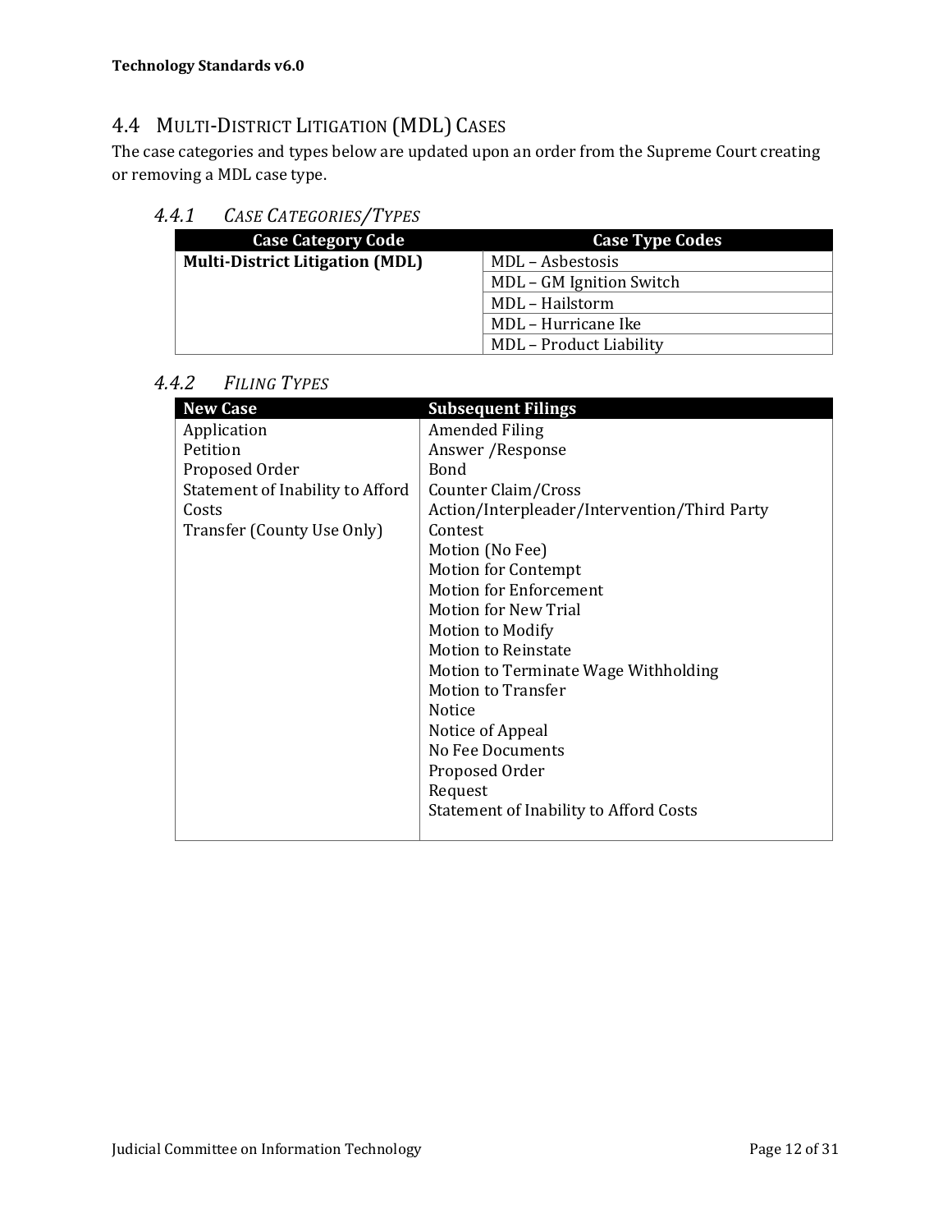## 4.4 MULTI-DISTRICT LITIGATION (MDL) CASES

The case categories and types below are updated upon an order from the Supreme Court creating or removing a MDL case type.

### 4.4.1 *CASE CATEGORIES/TYPES*

| Case Category Code | Case Type Codes |
|---|---|
| **Multi-District Litigation (MDL)** | MDL – Asbestosis |
| | MDL – GM Ignition Switch |
| | MDL – Hailstorm |
| | MDL – Hurricane Ike |
| | MDL – Product Liability |

### 4.4.2 *FILING TYPES*

| New Case | Subsequent Filings |
|---|---|
| Application | Amended Filing |
| Petition | Answer /Response |
| Proposed Order | Bond |
| Statement of Inability to Afford Costs | Counter Claim/Cross Action/Interpleader/Intervention/Third Party |
| Transfer (County Use Only) | Contest |
| | Motion (No Fee) |
| | Motion for Contempt |
| | Motion for Enforcement |
| | Motion for New Trial |
| | Motion to Modify |
| | Motion to Reinstate |
| | Motion to Terminate Wage Withholding |
| | Motion to Transfer |
| | Notice |
| | Notice of Appeal |
| | No Fee Documents |
| | Proposed Order |
| | Request |
| | Statement of Inability to Afford Costs |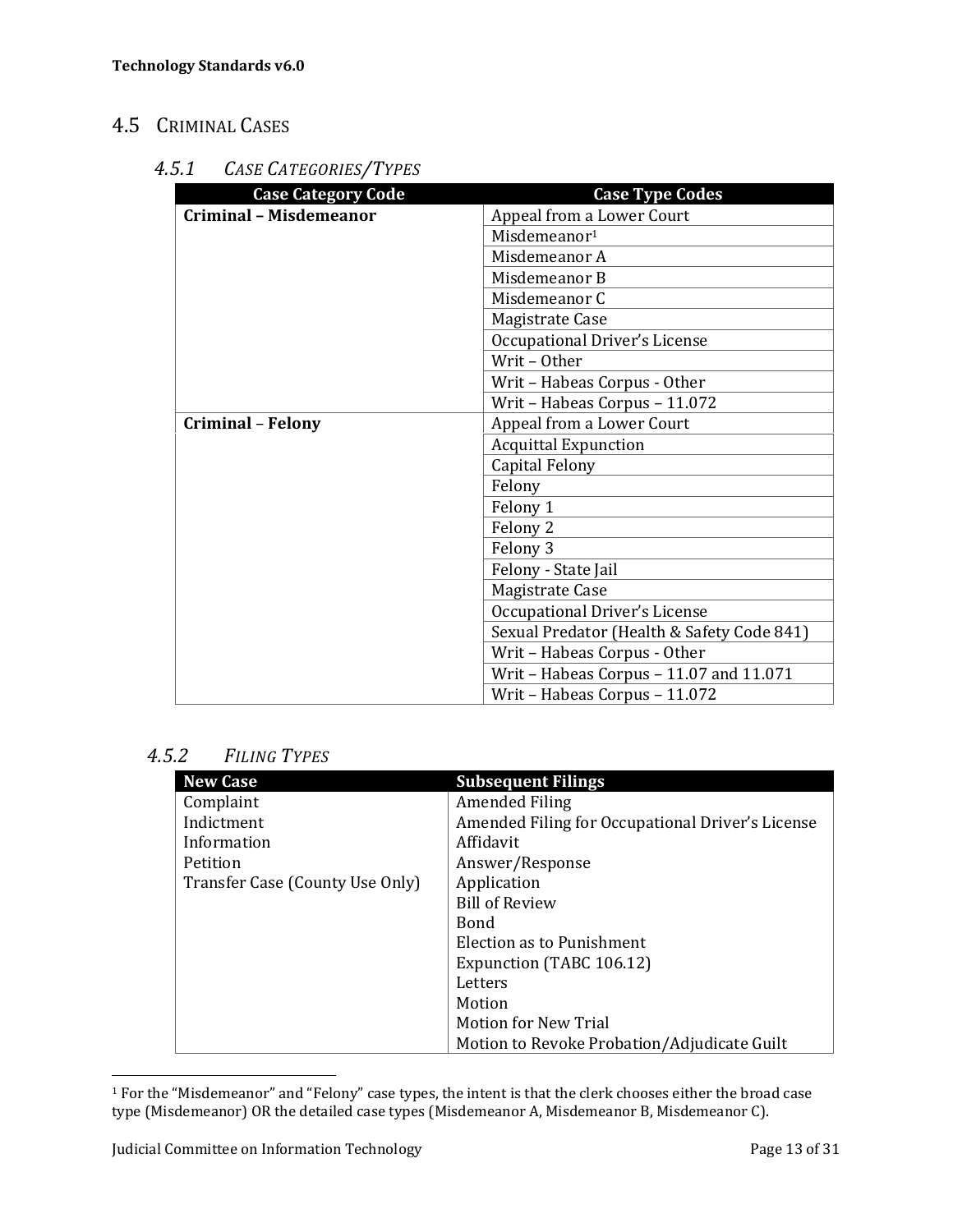## 4.5 Criminal Cases

### 4.5.1 *Case Categories/Types*

| Case Category Code | Case Type Codes |
|---|---|
| **Criminal – Misdemeanor** | Appeal from a Lower Court |
| | Misdemeanor[1] |
| | Misdemeanor A |
| | Misdemeanor B |
| | Misdemeanor C |
| | Magistrate Case |
| | Occupational Driver's License |
| | Writ – Other |
| | Writ – Habeas Corpus - Other |
| | Writ – Habeas Corpus – 11.072 |
| **Criminal – Felony** | Appeal from a Lower Court |
| | Acquittal Expunction |
| | Capital Felony |
| | Felony |
| | Felony 1 |
| | Felony 2 |
| | Felony 3 |
| | Felony - State Jail |
| | Magistrate Case |
| | Occupational Driver's License |
| | Sexual Predator (Health & Safety Code 841) |
| | Writ – Habeas Corpus - Other |
| | Writ – Habeas Corpus – 11.07 and 11.071 |
| | Writ – Habeas Corpus – 11.072 |

### 4.5.2 *Filing Types*

| New Case | Subsequent Filings |
|---|---|
| Complaint | Amended Filing |
| Indictment | Amended Filing for Occupational Driver's License |
| Information | Affidavit |
| Petition | Answer/Response |
| Transfer Case (County Use Only) | Application |
| | Bill of Review |
| | Bond |
| | Election as to Punishment |
| | Expunction (TABC 106.12) |
| | Letters |
| | Motion |
| | Motion for New Trial |
| | Motion to Revoke Probation/Adjudicate Guilt |

[1] For the "Misdemeanor" and "Felony" case types, the intent is that the clerk chooses either the broad case type (Misdemeanor) OR the detailed case types (Misdemeanor A, Misdemeanor B, Misdemeanor C).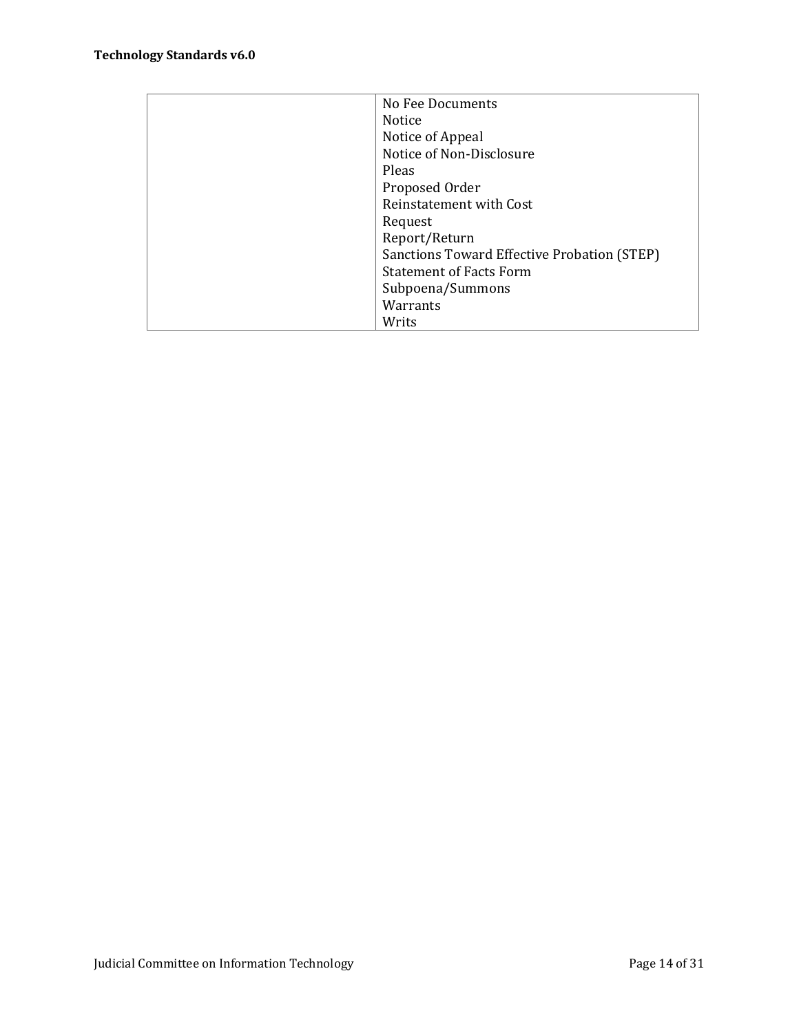| | |
|---|---|
| | No Fee Documents<br>Notice<br>Notice of Appeal<br>Notice of Non-Disclosure<br>Pleas<br>Proposed Order<br>Reinstatement with Cost<br>Request<br>Report/Return<br>Sanctions Toward Effective Probation (STEP)<br>Statement of Facts Form<br>Subpoena/Summons<br>Warrants<br>Writs |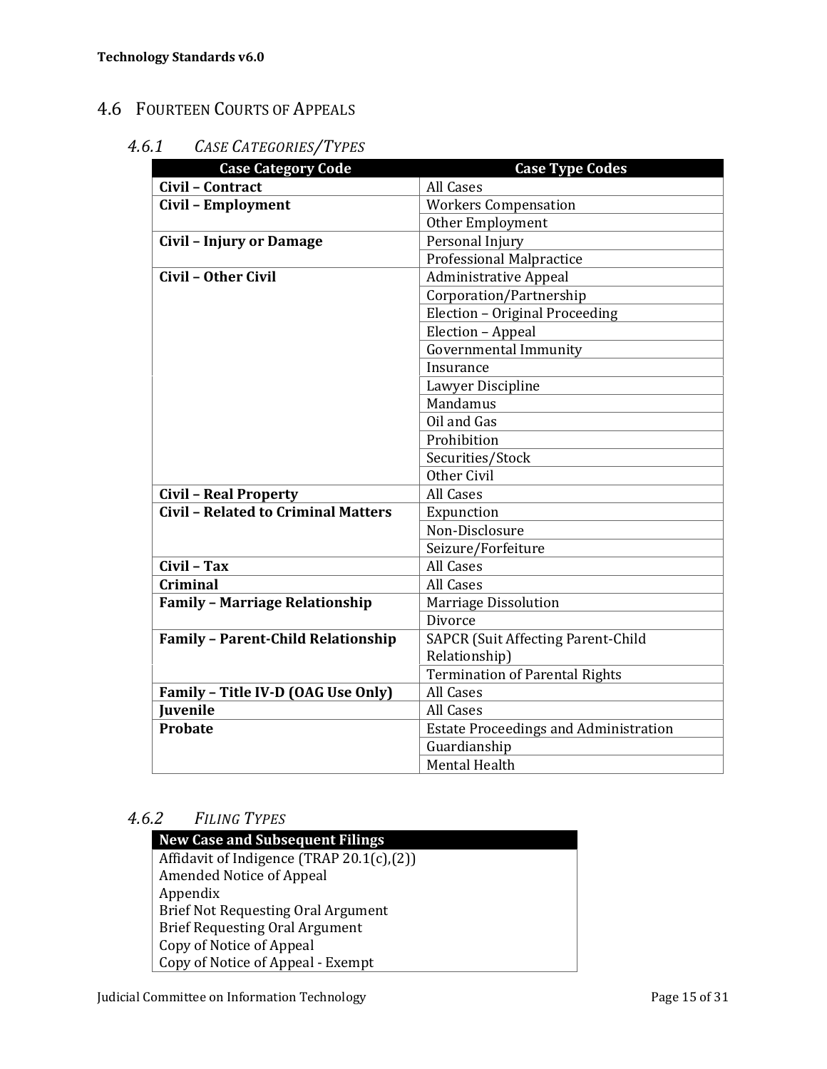## 4.6 Fourteen Courts of Appeals

### 4.6.1 *Case Categories/Types*

| Case Category Code | Case Type Codes |
|---|---|
| **Civil – Contract** | All Cases |
| **Civil – Employment** | Workers Compensation |
| | Other Employment |
| **Civil – Injury or Damage** | Personal Injury |
| | Professional Malpractice |
| **Civil – Other Civil** | Administrative Appeal |
| | Corporation/Partnership |
| | Election – Original Proceeding |
| | Election – Appeal |
| | Governmental Immunity |
| | Insurance |
| | Lawyer Discipline |
| | Mandamus |
| | Oil and Gas |
| | Prohibition |
| | Securities/Stock |
| | Other Civil |
| **Civil – Real Property** | All Cases |
| **Civil – Related to Criminal Matters** | Expunction |
| | Non-Disclosure |
| | Seizure/Forfeiture |
| **Civil – Tax** | All Cases |
| **Criminal** | All Cases |
| **Family – Marriage Relationship** | Marriage Dissolution |
| | Divorce |
| **Family – Parent-Child Relationship** | SAPCR (Suit Affecting Parent-Child Relationship) |
| | Termination of Parental Rights |
| **Family – Title IV-D (OAG Use Only)** | All Cases |
| **Juvenile** | All Cases |
| **Probate** | Estate Proceedings and Administration |
| | Guardianship |
| | Mental Health |

### 4.6.2 *Filing Types*

| New Case and Subsequent Filings |
|---|
| Affidavit of Indigence (TRAP 20.1(c),(2)) |
| Amended Notice of Appeal |
| Appendix |
| Brief Not Requesting Oral Argument |
| Brief Requesting Oral Argument |
| Copy of Notice of Appeal |
| Copy of Notice of Appeal - Exempt |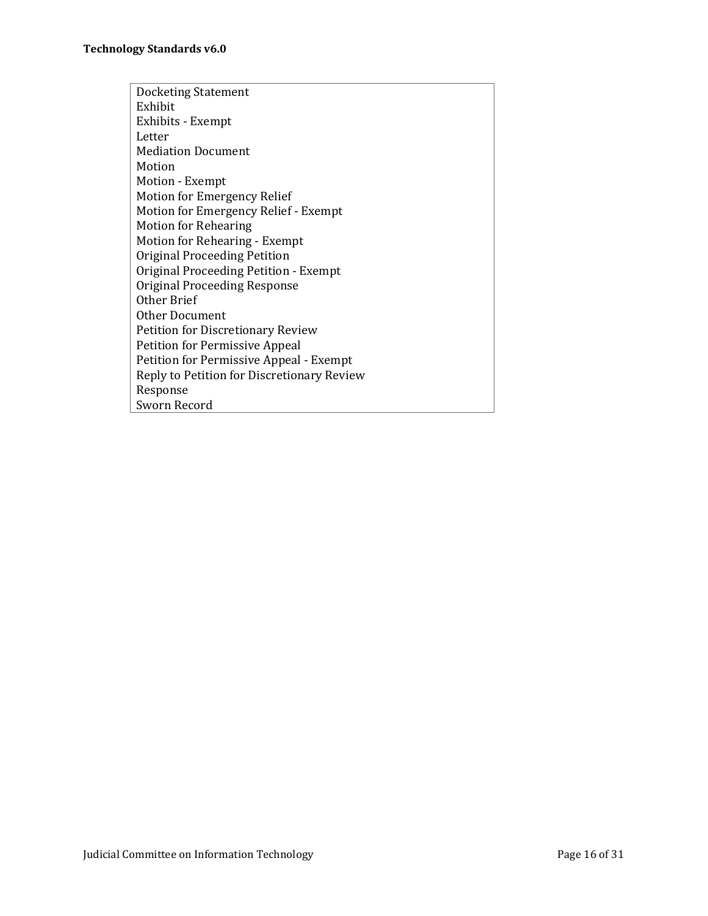| Docketing Statement |
| --- |
| Exhibit |
| Exhibits - Exempt |
| Letter |
| Mediation Document |
| Motion |
| Motion - Exempt |
| Motion for Emergency Relief |
| Motion for Emergency Relief - Exempt |
| Motion for Rehearing |
| Motion for Rehearing - Exempt |
| Original Proceeding Petition |
| Original Proceeding Petition - Exempt |
| Original Proceeding Response |
| Other Brief |
| Other Document |
| Petition for Discretionary Review |
| Petition for Permissive Appeal |
| Petition for Permissive Appeal - Exempt |
| Reply to Petition for Discretionary Review |
| Response |
| Sworn Record |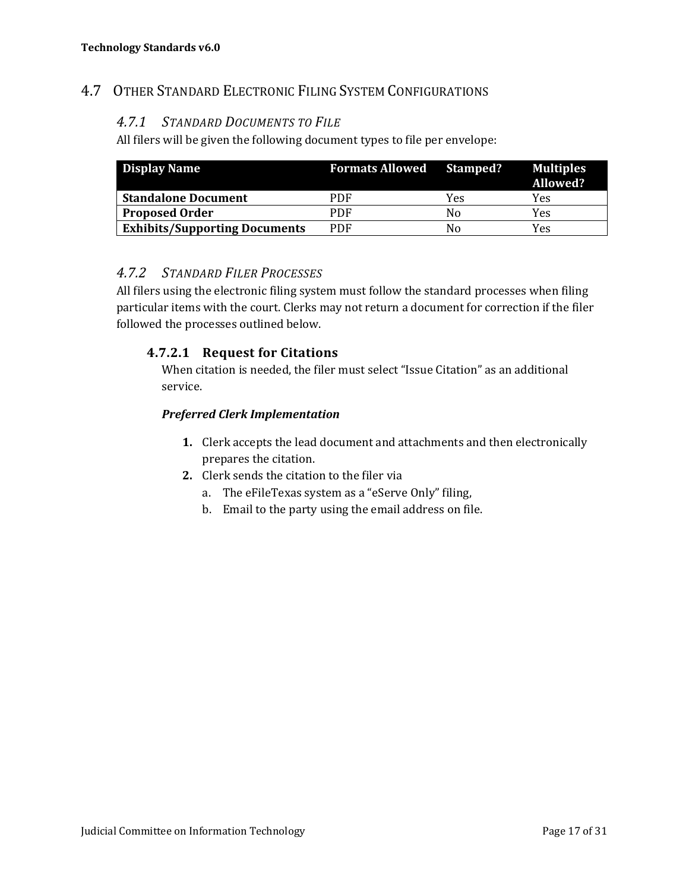## 4.7 Other Standard Electronic Filing System Configurations

### *4.7.1 Standard Documents to File*

All filers will be given the following document types to file per envelope:

| Display Name | Formats Allowed | Stamped? | Multiples Allowed? |
|---|---|---|---|
| **Standalone Document** | PDF | Yes | Yes |
| **Proposed Order** | PDF | No | Yes |
| **Exhibits/Supporting Documents** | PDF | No | Yes |

### *4.7.2 Standard Filer Processes*

All filers using the electronic filing system must follow the standard processes when filing particular items with the court. Clerks may not return a document for correction if the filer followed the processes outlined below.

#### 4.7.2.1 Request for Citations

When citation is needed, the filer must select "Issue Citation" as an additional service.

***Preferred Clerk Implementation***

1. Clerk accepts the lead document and attachments and then electronically prepares the citation.
2. Clerk sends the citation to the filer via
   a. The eFileTexas system as a "eServe Only" filing,
   b. Email to the party using the email address on file.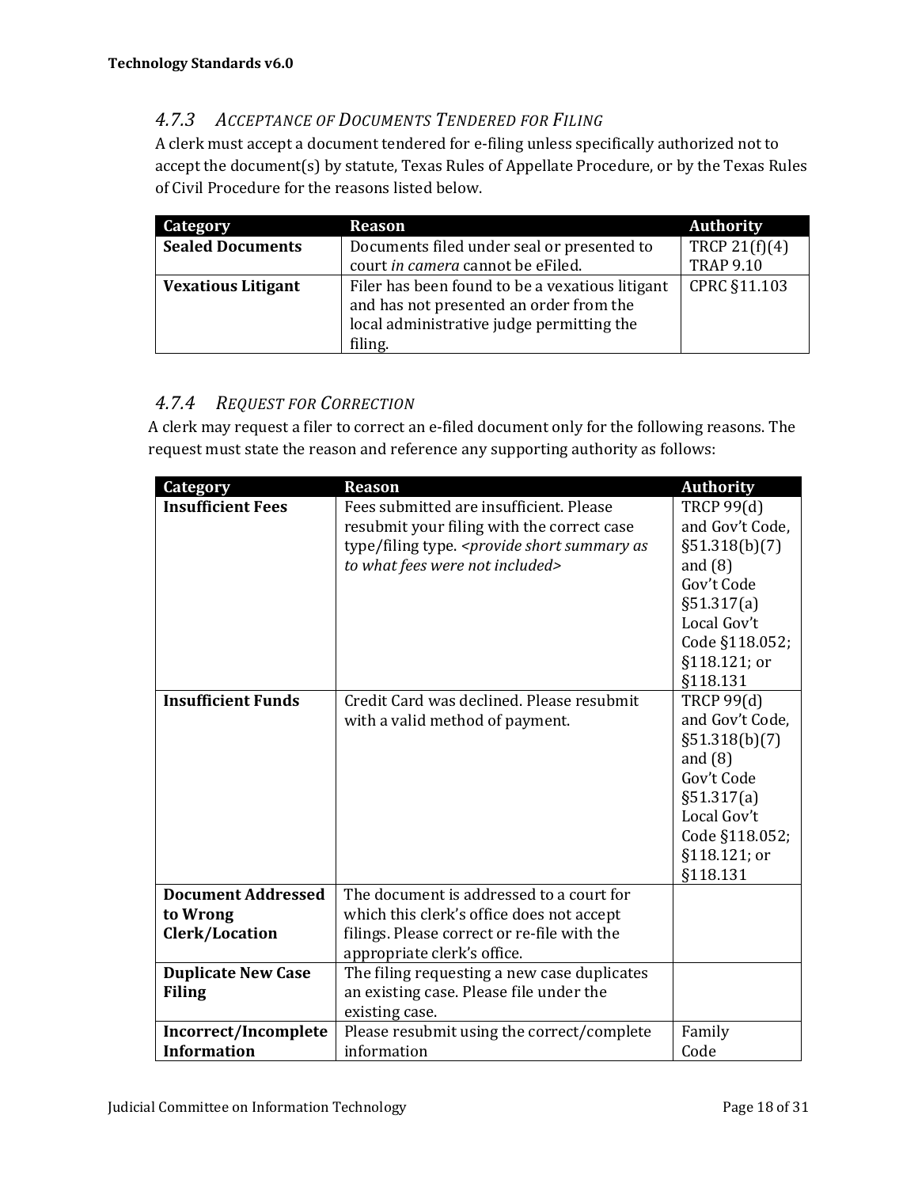### *4.7.3 Acceptance of Documents Tendered for Filing*

A clerk must accept a document tendered for e-filing unless specifically authorized not to accept the document(s) by statute, Texas Rules of Appellate Procedure, or by the Texas Rules of Civil Procedure for the reasons listed below.

| Category | Reason | Authority |
|---|---|---|
| **Sealed Documents** | Documents filed under seal or presented to court *in camera* cannot be eFiled. | TRCP 21(f)(4) TRAP 9.10 |
| **Vexatious Litigant** | Filer has been found to be a vexatious litigant and has not presented an order from the local administrative judge permitting the filing. | CPRC §11.103 |

### *4.7.4 Request for Correction*

A clerk may request a filer to correct an e-filed document only for the following reasons. The request must state the reason and reference any supporting authority as follows:

| Category | Reason | Authority |
|---|---|---|
| **Insufficient Fees** | Fees submitted are insufficient. Please resubmit your filing with the correct case type/filing type. *<provide short summary as to what fees were not included>* | TRCP 99(d) and Gov't Code, §51.318(b)(7) and (8) Gov't Code §51.317(a) Local Gov't Code §118.052; §118.121; or §118.131 |
| **Insufficient Funds** | Credit Card was declined. Please resubmit with a valid method of payment. | TRCP 99(d) and Gov't Code, §51.318(b)(7) and (8) Gov't Code §51.317(a) Local Gov't Code §118.052; §118.121; or §118.131 |
| **Document Addressed to Wrong Clerk/Location** | The document is addressed to a court for which this clerk's office does not accept filings. Please correct or re-file with the appropriate clerk's office. | |
| **Duplicate New Case Filing** | The filing requesting a new case duplicates an existing case. Please file under the existing case. | |
| **Incorrect/Incomplete Information** | Please resubmit using the correct/complete information | Family Code |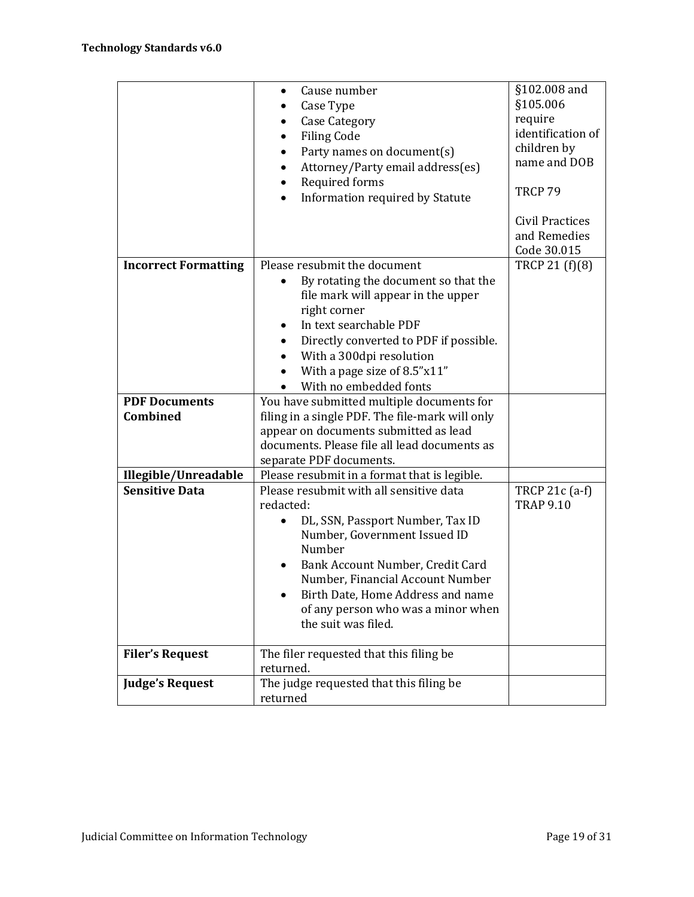| | | |
|---|---|---|
| | • Cause number<br>• Case Type<br>• Case Category<br>• Filing Code<br>• Party names on document(s)<br>• Attorney/Party email address(es)<br>• Required forms<br>• Information required by Statute | §102.008 and §105.006 require identification of children by name and DOB<br><br>TRCP 79<br><br>Civil Practices and Remedies Code 30.015 |
| **Incorrect Formatting** | Please resubmit the document<br>• By rotating the document so that the file mark will appear in the upper right corner<br>• In text searchable PDF<br>• Directly converted to PDF if possible.<br>• With a 300dpi resolution<br>• With a page size of 8.5"x11"<br>• With no embedded fonts | TRCP 21 (f)(8) |
| **PDF Documents Combined** | You have submitted multiple documents for filing in a single PDF. The file-mark will only appear on documents submitted as lead documents. Please file all lead documents as separate PDF documents. | |
| **Illegible/Unreadable** | Please resubmit in a format that is legible. | |
| **Sensitive Data** | Please resubmit with all sensitive data redacted:<br>• DL, SSN, Passport Number, Tax ID Number, Government Issued ID Number<br>• Bank Account Number, Credit Card Number, Financial Account Number<br>• Birth Date, Home Address and name of any person who was a minor when the suit was filed. | TRCP 21c (a-f)<br>TRAP 9.10 |
| **Filer's Request** | The filer requested that this filing be returned. | |
| **Judge's Request** | The judge requested that this filing be returned | |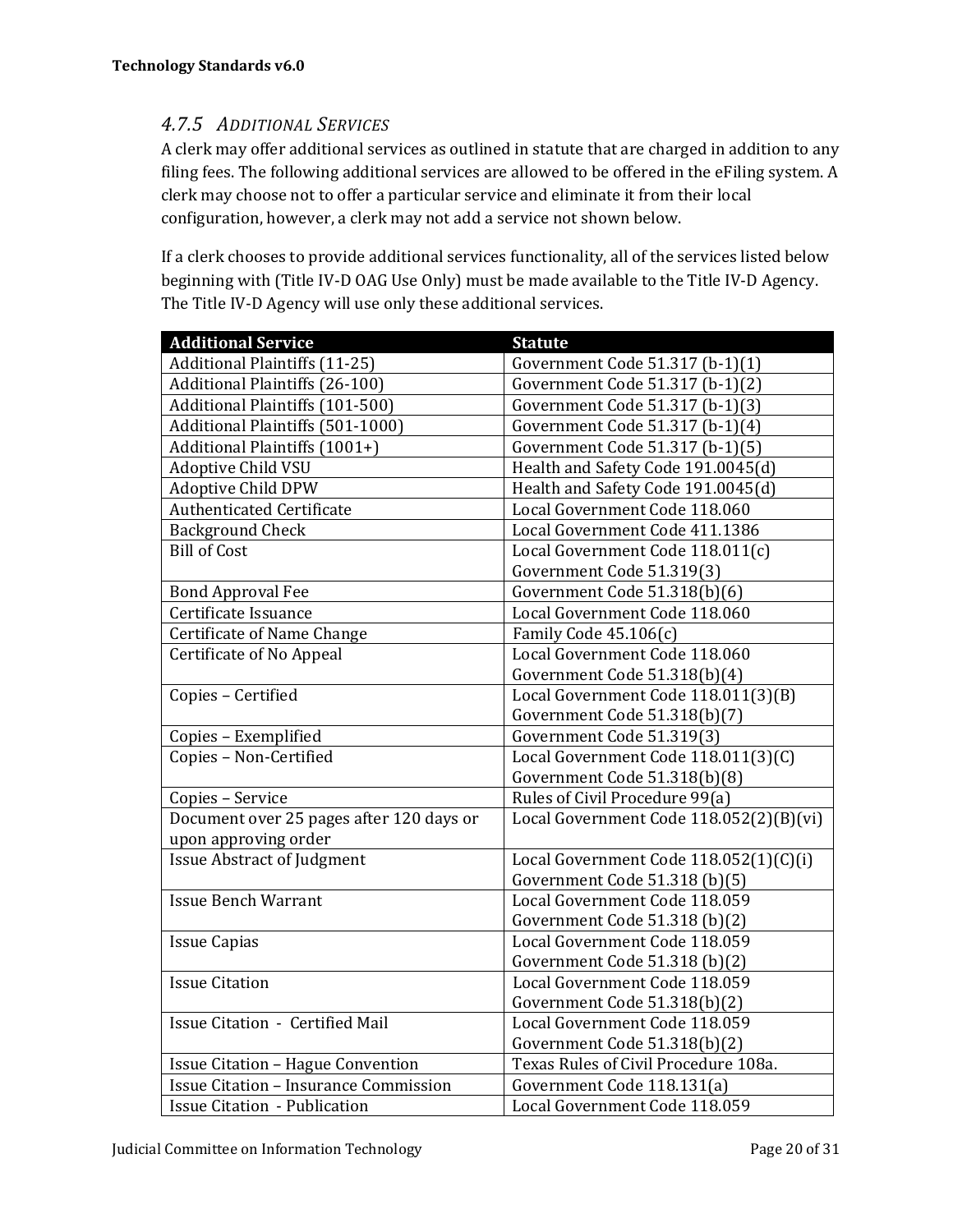### 4.7.5 *Additional Services*

A clerk may offer additional services as outlined in statute that are charged in addition to any filing fees. The following additional services are allowed to be offered in the eFiling system. A clerk may choose not to offer a particular service and eliminate it from their local configuration, however, a clerk may not add a service not shown below.

If a clerk chooses to provide additional services functionality, all of the services listed below beginning with (Title IV-D OAG Use Only) must be made available to the Title IV-D Agency. The Title IV-D Agency will use only these additional services.

| Additional Service | Statute |
|---|---|
| Additional Plaintiffs (11-25) | Government Code 51.317 (b-1)(1) |
| Additional Plaintiffs (26-100) | Government Code 51.317 (b-1)(2) |
| Additional Plaintiffs (101-500) | Government Code 51.317 (b-1)(3) |
| Additional Plaintiffs (501-1000) | Government Code 51.317 (b-1)(4) |
| Additional Plaintiffs (1001+) | Government Code 51.317 (b-1)(5) |
| Adoptive Child VSU | Health and Safety Code 191.0045(d) |
| Adoptive Child DPW | Health and Safety Code 191.0045(d) |
| Authenticated Certificate | Local Government Code 118.060 |
| Background Check | Local Government Code 411.1386 |
| Bill of Cost | Local Government Code 118.011(c)<br>Government Code 51.319(3) |
| Bond Approval Fee | Government Code 51.318(b)(6) |
| Certificate Issuance | Local Government Code 118.060 |
| Certificate of Name Change | Family Code 45.106(c) |
| Certificate of No Appeal | Local Government Code 118.060<br>Government Code 51.318(b)(4) |
| Copies – Certified | Local Government Code 118.011(3)(B)<br>Government Code 51.318(b)(7) |
| Copies – Exemplified | Government Code 51.319(3) |
| Copies – Non-Certified | Local Government Code 118.011(3)(C)<br>Government Code 51.318(b)(8) |
| Copies – Service | Rules of Civil Procedure 99(a) |
| Document over 25 pages after 120 days or upon approving order | Local Government Code 118.052(2)(B)(vi) |
| Issue Abstract of Judgment | Local Government Code 118.052(1)(C)(i)<br>Government Code 51.318 (b)(5) |
| Issue Bench Warrant | Local Government Code 118.059<br>Government Code 51.318 (b)(2) |
| Issue Capias | Local Government Code 118.059<br>Government Code 51.318 (b)(2) |
| Issue Citation | Local Government Code 118.059<br>Government Code 51.318(b)(2) |
| Issue Citation - Certified Mail | Local Government Code 118.059<br>Government Code 51.318(b)(2) |
| Issue Citation – Hague Convention | Texas Rules of Civil Procedure 108a. |
| Issue Citation – Insurance Commission | Government Code 118.131(a) |
| Issue Citation - Publication | Local Government Code 118.059 |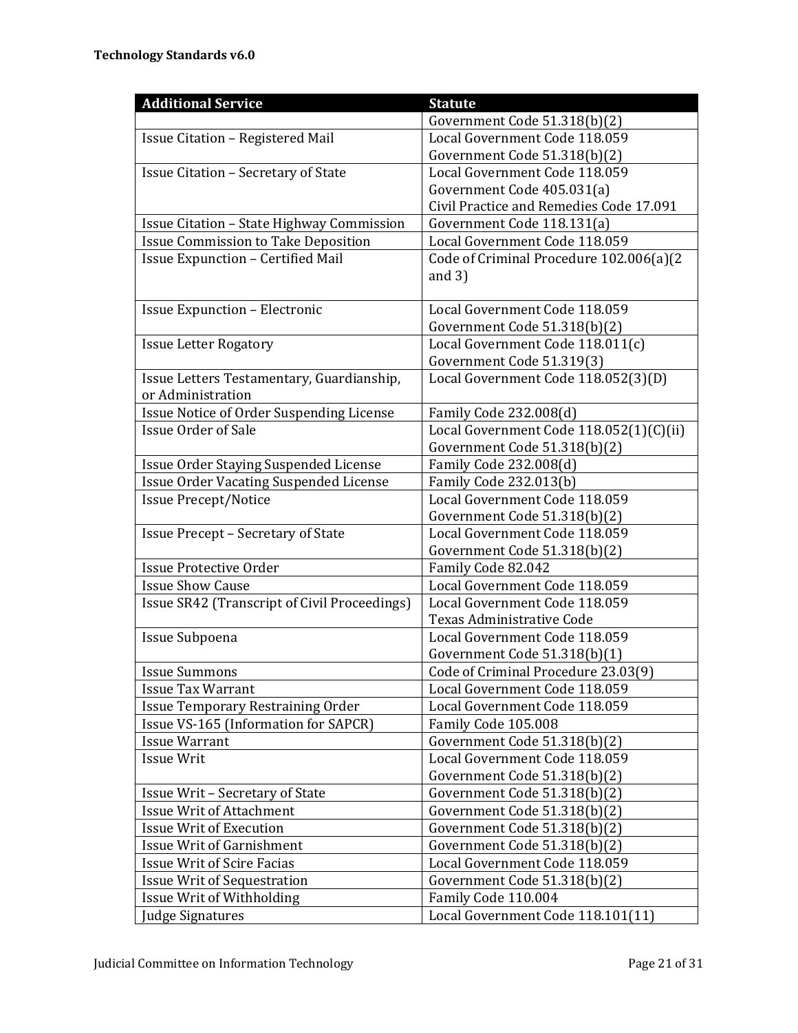| Additional Service | Statute |
|---|---|
| | Government Code 51.318(b)(2) |
| Issue Citation – Registered Mail | Local Government Code 118.059<br>Government Code 51.318(b)(2) |
| Issue Citation – Secretary of State | Local Government Code 118.059<br>Government Code 405.031(a)<br>Civil Practice and Remedies Code 17.091 |
| Issue Citation – State Highway Commission | Government Code 118.131(a) |
| Issue Commission to Take Deposition | Local Government Code 118.059 |
| Issue Expunction – Certified Mail | Code of Criminal Procedure 102.006(a)(2 and 3) |
| Issue Expunction – Electronic | Local Government Code 118.059<br>Government Code 51.318(b)(2) |
| Issue Letter Rogatory | Local Government Code 118.011(c)<br>Government Code 51.319(3) |
| Issue Letters Testamentary, Guardianship, or Administration | Local Government Code 118.052(3)(D) |
| Issue Notice of Order Suspending License | Family Code 232.008(d) |
| Issue Order of Sale | Local Government Code 118.052(1)(C)(ii)<br>Government Code 51.318(b)(2) |
| Issue Order Staying Suspended License | Family Code 232.008(d) |
| Issue Order Vacating Suspended License | Family Code 232.013(b) |
| Issue Precept/Notice | Local Government Code 118.059<br>Government Code 51.318(b)(2) |
| Issue Precept – Secretary of State | Local Government Code 118.059<br>Government Code 51.318(b)(2) |
| Issue Protective Order | Family Code 82.042 |
| Issue Show Cause | Local Government Code 118.059 |
| Issue SR42 (Transcript of Civil Proceedings) | Local Government Code 118.059<br>Texas Administrative Code |
| Issue Subpoena | Local Government Code 118.059<br>Government Code 51.318(b)(1) |
| Issue Summons | Code of Criminal Procedure 23.03(9) |
| Issue Tax Warrant | Local Government Code 118.059 |
| Issue Temporary Restraining Order | Local Government Code 118.059 |
| Issue VS-165 (Information for SAPCR) | Family Code 105.008 |
| Issue Warrant | Government Code 51.318(b)(2) |
| Issue Writ | Local Government Code 118.059<br>Government Code 51.318(b)(2) |
| Issue Writ – Secretary of State | Government Code 51.318(b)(2) |
| Issue Writ of Attachment | Government Code 51.318(b)(2) |
| Issue Writ of Execution | Government Code 51.318(b)(2) |
| Issue Writ of Garnishment | Government Code 51.318(b)(2) |
| Issue Writ of Scire Facias | Local Government Code 118.059 |
| Issue Writ of Sequestration | Government Code 51.318(b)(2) |
| Issue Writ of Withholding | Family Code 110.004 |
| Judge Signatures | Local Government Code 118.101(11) |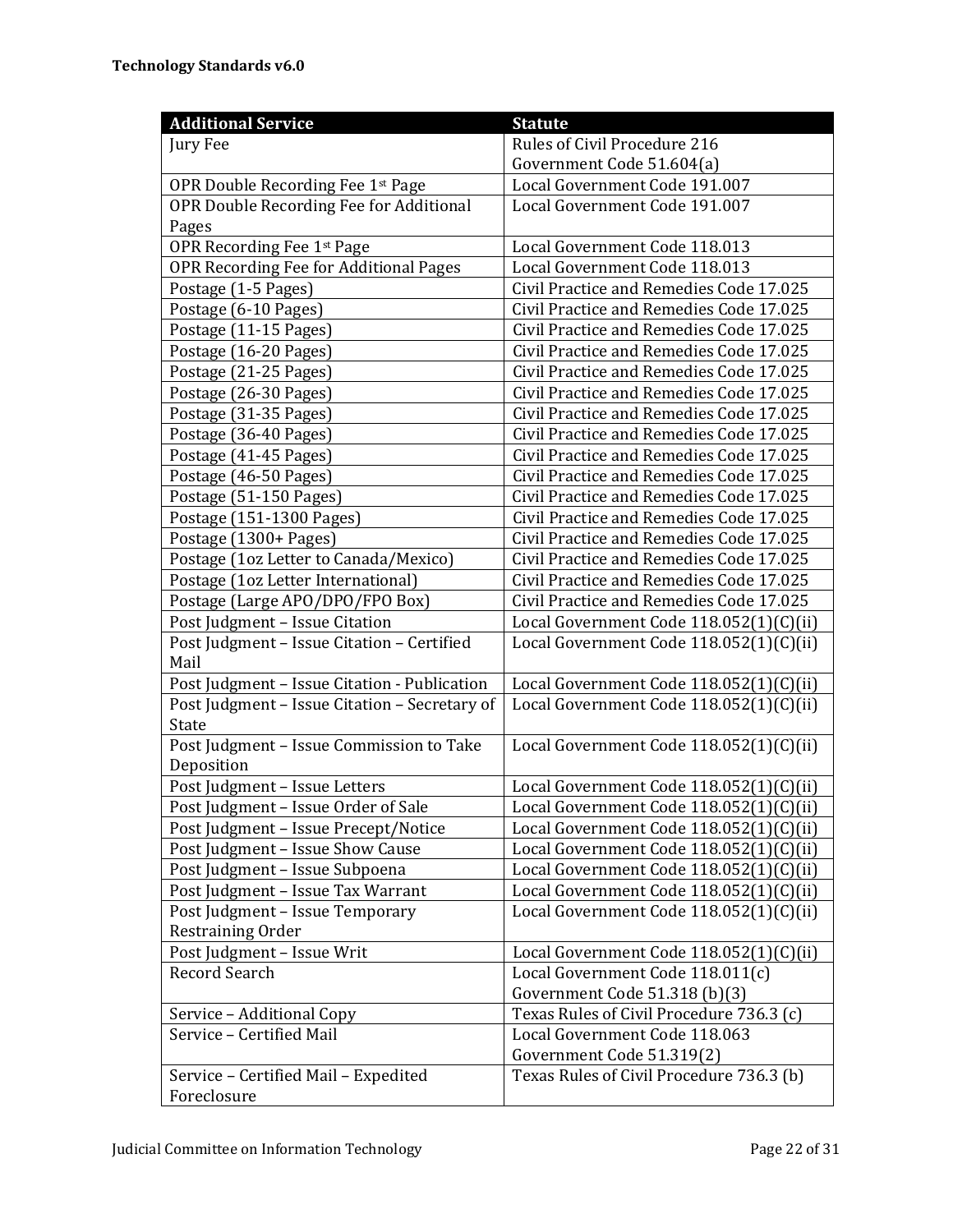| Additional Service | Statute |
|---|---|
| Jury Fee | Rules of Civil Procedure 216<br>Government Code 51.604(a) |
| OPR Double Recording Fee 1st Page | Local Government Code 191.007 |
| OPR Double Recording Fee for Additional Pages | Local Government Code 191.007 |
| OPR Recording Fee 1st Page | Local Government Code 118.013 |
| OPR Recording Fee for Additional Pages | Local Government Code 118.013 |
| Postage (1-5 Pages) | Civil Practice and Remedies Code 17.025 |
| Postage (6-10 Pages) | Civil Practice and Remedies Code 17.025 |
| Postage (11-15 Pages) | Civil Practice and Remedies Code 17.025 |
| Postage (16-20 Pages) | Civil Practice and Remedies Code 17.025 |
| Postage (21-25 Pages) | Civil Practice and Remedies Code 17.025 |
| Postage (26-30 Pages) | Civil Practice and Remedies Code 17.025 |
| Postage (31-35 Pages) | Civil Practice and Remedies Code 17.025 |
| Postage (36-40 Pages) | Civil Practice and Remedies Code 17.025 |
| Postage (41-45 Pages) | Civil Practice and Remedies Code 17.025 |
| Postage (46-50 Pages) | Civil Practice and Remedies Code 17.025 |
| Postage (51-150 Pages) | Civil Practice and Remedies Code 17.025 |
| Postage (151-1300 Pages) | Civil Practice and Remedies Code 17.025 |
| Postage (1300+ Pages) | Civil Practice and Remedies Code 17.025 |
| Postage (1oz Letter to Canada/Mexico) | Civil Practice and Remedies Code 17.025 |
| Postage (1oz Letter International) | Civil Practice and Remedies Code 17.025 |
| Postage (Large APO/DPO/FPO Box) | Civil Practice and Remedies Code 17.025 |
| Post Judgment – Issue Citation | Local Government Code 118.052(1)(C)(ii) |
| Post Judgment – Issue Citation – Certified Mail | Local Government Code 118.052(1)(C)(ii) |
| Post Judgment – Issue Citation - Publication | Local Government Code 118.052(1)(C)(ii) |
| Post Judgment – Issue Citation – Secretary of State | Local Government Code 118.052(1)(C)(ii) |
| Post Judgment – Issue Commission to Take Deposition | Local Government Code 118.052(1)(C)(ii) |
| Post Judgment – Issue Letters | Local Government Code 118.052(1)(C)(ii) |
| Post Judgment – Issue Order of Sale | Local Government Code 118.052(1)(C)(ii) |
| Post Judgment – Issue Precept/Notice | Local Government Code 118.052(1)(C)(ii) |
| Post Judgment – Issue Show Cause | Local Government Code 118.052(1)(C)(ii) |
| Post Judgment – Issue Subpoena | Local Government Code 118.052(1)(C)(ii) |
| Post Judgment – Issue Tax Warrant | Local Government Code 118.052(1)(C)(ii) |
| Post Judgment – Issue Temporary Restraining Order | Local Government Code 118.052(1)(C)(ii) |
| Post Judgment – Issue Writ | Local Government Code 118.052(1)(C)(ii) |
| Record Search | Local Government Code 118.011(c)<br>Government Code 51.318 (b)(3) |
| Service – Additional Copy | Texas Rules of Civil Procedure 736.3 (c) |
| Service – Certified Mail | Local Government Code 118.063<br>Government Code 51.319(2) |
| Service – Certified Mail – Expedited Foreclosure | Texas Rules of Civil Procedure 736.3 (b) |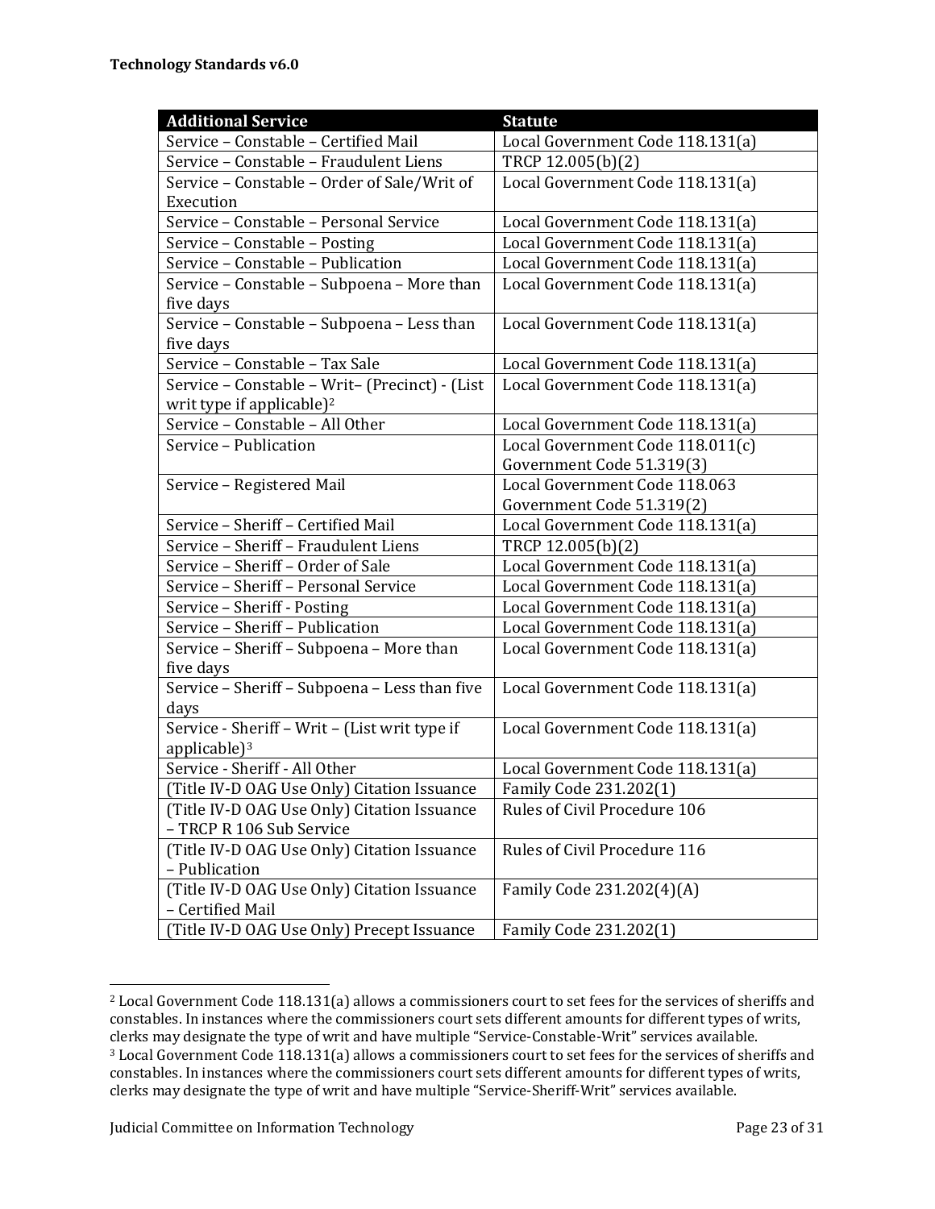| Additional Service | Statute |
|---|---|
| Service – Constable – Certified Mail | Local Government Code 118.131(a) |
| Service – Constable – Fraudulent Liens | TRCP 12.005(b)(2) |
| Service – Constable – Order of Sale/Writ of Execution | Local Government Code 118.131(a) |
| Service – Constable – Personal Service | Local Government Code 118.131(a) |
| Service – Constable – Posting | Local Government Code 118.131(a) |
| Service – Constable – Publication | Local Government Code 118.131(a) |
| Service – Constable – Subpoena – More than five days | Local Government Code 118.131(a) |
| Service – Constable – Subpoena – Less than five days | Local Government Code 118.131(a) |
| Service – Constable – Tax Sale | Local Government Code 118.131(a) |
| Service – Constable – Writ– (Precinct) - (List writ type if applicable)[2] | Local Government Code 118.131(a) |
| Service – Constable – All Other | Local Government Code 118.131(a) |
| Service – Publication | Local Government Code 118.011(c) Government Code 51.319(3) |
| Service – Registered Mail | Local Government Code 118.063 Government Code 51.319(2) |
| Service – Sheriff – Certified Mail | Local Government Code 118.131(a) |
| Service – Sheriff – Fraudulent Liens | TRCP 12.005(b)(2) |
| Service – Sheriff – Order of Sale | Local Government Code 118.131(a) |
| Service – Sheriff – Personal Service | Local Government Code 118.131(a) |
| Service – Sheriff - Posting | Local Government Code 118.131(a) |
| Service – Sheriff – Publication | Local Government Code 118.131(a) |
| Service – Sheriff – Subpoena – More than five days | Local Government Code 118.131(a) |
| Service – Sheriff – Subpoena – Less than five days | Local Government Code 118.131(a) |
| Service - Sheriff – Writ – (List writ type if applicable)[3] | Local Government Code 118.131(a) |
| Service - Sheriff - All Other | Local Government Code 118.131(a) |
| (Title IV-D OAG Use Only) Citation Issuance | Family Code 231.202(1) |
| (Title IV-D OAG Use Only) Citation Issuance – TRCP R 106 Sub Service | Rules of Civil Procedure 106 |
| (Title IV-D OAG Use Only) Citation Issuance – Publication | Rules of Civil Procedure 116 |
| (Title IV-D OAG Use Only) Citation Issuance – Certified Mail | Family Code 231.202(4)(A) |
| (Title IV-D OAG Use Only) Precept Issuance | Family Code 231.202(1) |

[2] Local Government Code 118.131(a) allows a commissioners court to set fees for the services of sheriffs and constables. In instances where the commissioners court sets different amounts for different types of writs, clerks may designate the type of writ and have multiple "Service-Constable-Writ" services available.

[3] Local Government Code 118.131(a) allows a commissioners court to set fees for the services of sheriffs and constables. In instances where the commissioners court sets different amounts for different types of writs, clerks may designate the type of writ and have multiple "Service-Sheriff-Writ" services available.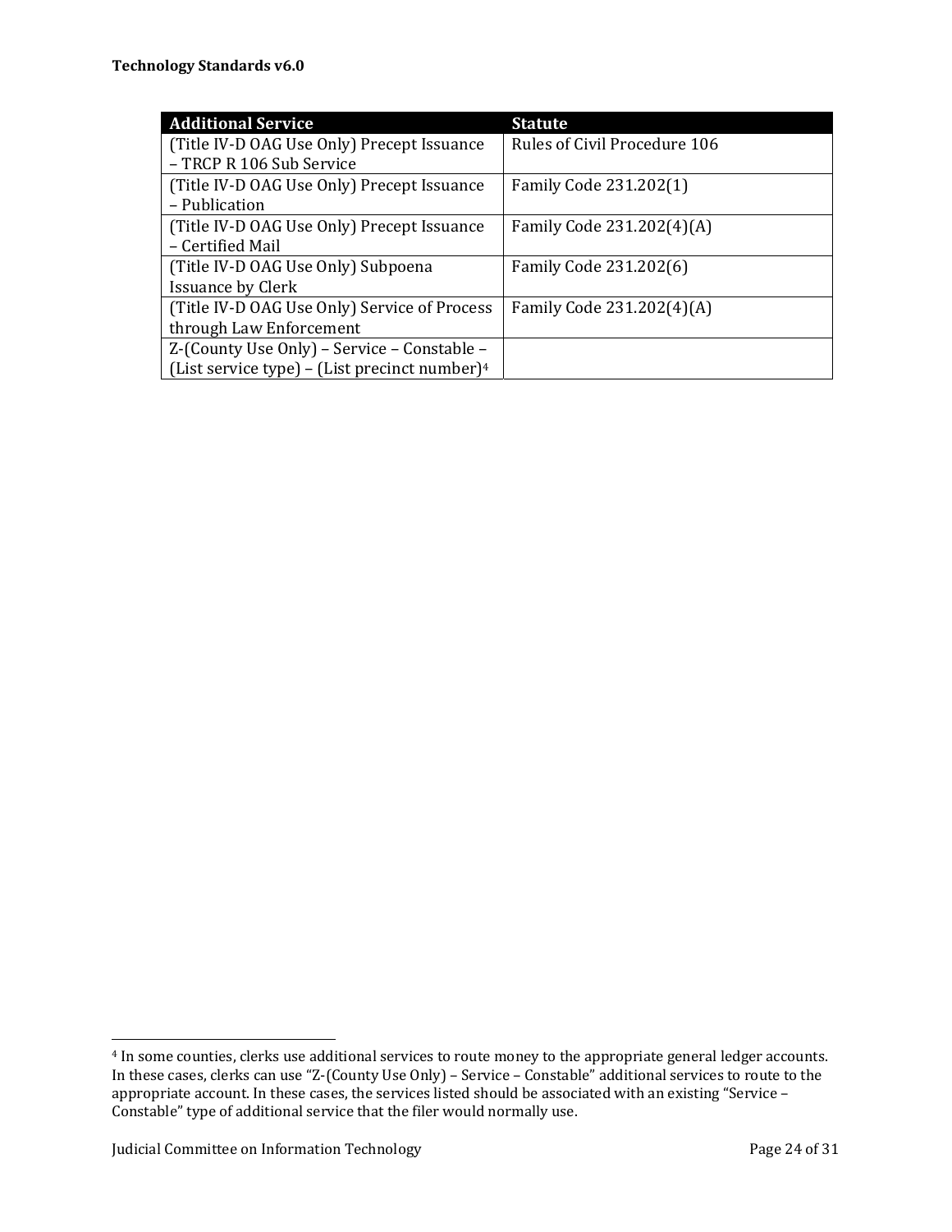| Additional Service | Statute |
|---|---|
| (Title IV-D OAG Use Only) Precept Issuance – TRCP R 106 Sub Service | Rules of Civil Procedure 106 |
| (Title IV-D OAG Use Only) Precept Issuance – Publication | Family Code 231.202(1) |
| (Title IV-D OAG Use Only) Precept Issuance – Certified Mail | Family Code 231.202(4)(A) |
| (Title IV-D OAG Use Only) Subpoena Issuance by Clerk | Family Code 231.202(6) |
| (Title IV-D OAG Use Only) Service of Process through Law Enforcement | Family Code 231.202(4)(A) |
| Z-(County Use Only) – Service – Constable – (List service type) – (List precinct number)[4] | |

[4] In some counties, clerks use additional services to route money to the appropriate general ledger accounts. In these cases, clerks can use "Z-(County Use Only) – Service – Constable" additional services to route to the appropriate account. In these cases, the services listed should be associated with an existing "Service – Constable" type of additional service that the filer would normally use.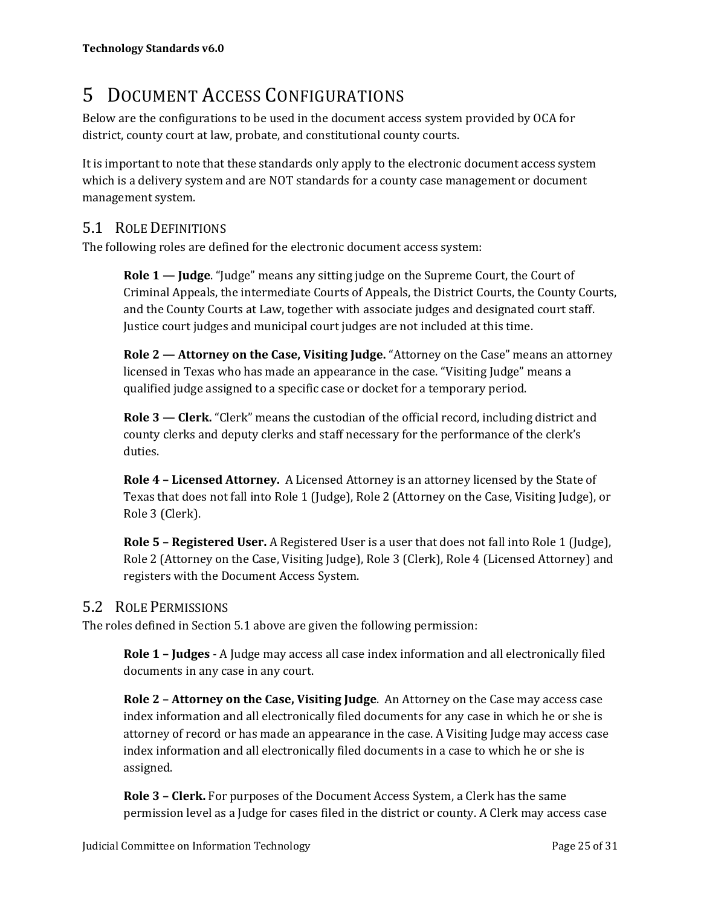# 5 Document Access Configurations

Below are the configurations to be used in the document access system provided by OCA for district, county court at law, probate, and constitutional county courts.

It is important to note that these standards only apply to the electronic document access system which is a delivery system and are NOT standards for a county case management or document management system.

## 5.1 Role Definitions

The following roles are defined for the electronic document access system:

> **Role 1 — Judge**. "Judge" means any sitting judge on the Supreme Court, the Court of Criminal Appeals, the intermediate Courts of Appeals, the District Courts, the County Courts, and the County Courts at Law, together with associate judges and designated court staff. Justice court judges and municipal court judges are not included at this time.
>
> **Role 2 — Attorney on the Case, Visiting Judge.** "Attorney on the Case" means an attorney licensed in Texas who has made an appearance in the case. "Visiting Judge" means a qualified judge assigned to a specific case or docket for a temporary period.
>
> **Role 3 — Clerk.** "Clerk" means the custodian of the official record, including district and county clerks and deputy clerks and staff necessary for the performance of the clerk's duties.
>
> **Role 4 – Licensed Attorney.** A Licensed Attorney is an attorney licensed by the State of Texas that does not fall into Role 1 (Judge), Role 2 (Attorney on the Case, Visiting Judge), or Role 3 (Clerk).
>
> **Role 5 – Registered User.** A Registered User is a user that does not fall into Role 1 (Judge), Role 2 (Attorney on the Case, Visiting Judge), Role 3 (Clerk), Role 4 (Licensed Attorney) and registers with the Document Access System.

## 5.2 Role Permissions

The roles defined in Section 5.1 above are given the following permission:

> **Role 1 – Judges** - A Judge may access all case index information and all electronically filed documents in any case in any court.
>
> **Role 2 – Attorney on the Case, Visiting Judge**. An Attorney on the Case may access case index information and all electronically filed documents for any case in which he or she is attorney of record or has made an appearance in the case. A Visiting Judge may access case index information and all electronically filed documents in a case to which he or she is assigned.
>
> **Role 3 – Clerk.** For purposes of the Document Access System, a Clerk has the same permission level as a Judge for cases filed in the district or county. A Clerk may access case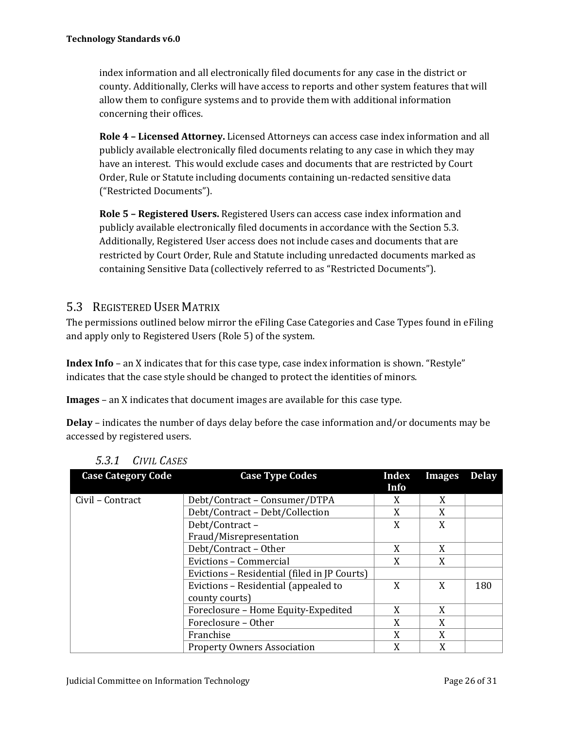index information and all electronically filed documents for any case in the district or county. Additionally, Clerks will have access to reports and other system features that will allow them to configure systems and to provide them with additional information concerning their offices.

**Role 4 – Licensed Attorney.** Licensed Attorneys can access case index information and all publicly available electronically filed documents relating to any case in which they may have an interest. This would exclude cases and documents that are restricted by Court Order, Rule or Statute including documents containing un-redacted sensitive data (“Restricted Documents”).

**Role 5 – Registered Users.** Registered Users can access case index information and publicly available electronically filed documents in accordance with the Section 5.3. Additionally, Registered User access does not include cases and documents that are restricted by Court Order, Rule and Statute including unredacted documents marked as containing Sensitive Data (collectively referred to as “Restricted Documents”).

## 5.3 Registered User Matrix

The permissions outlined below mirror the eFiling Case Categories and Case Types found in eFiling and apply only to Registered Users (Role 5) of the system.

**Index Info** – an X indicates that for this case type, case index information is shown. “Restyle” indicates that the case style should be changed to protect the identities of minors.

**Images** – an X indicates that document images are available for this case type.

**Delay** – indicates the number of days delay before the case information and/or documents may be accessed by registered users.

### *5.3.1 Civil Cases*

| Case Category Code | Case Type Codes | Index Info | Images | Delay |
|---|---|---|---|---|
| Civil – Contract | Debt/Contract – Consumer/DTPA | X | X | |
| | Debt/Contract – Debt/Collection | X | X | |
| | Debt/Contract – Fraud/Misrepresentation | X | X | |
| | Debt/Contract – Other | X | X | |
| | Evictions – Commercial | X | X | |
| | Evictions – Residential (filed in JP Courts) | | | |
| | Evictions – Residential (appealed to county courts) | X | X | 180 |
| | Foreclosure – Home Equity-Expedited | X | X | |
| | Foreclosure – Other | X | X | |
| | Franchise | X | X | |
| | Property Owners Association | X | X | |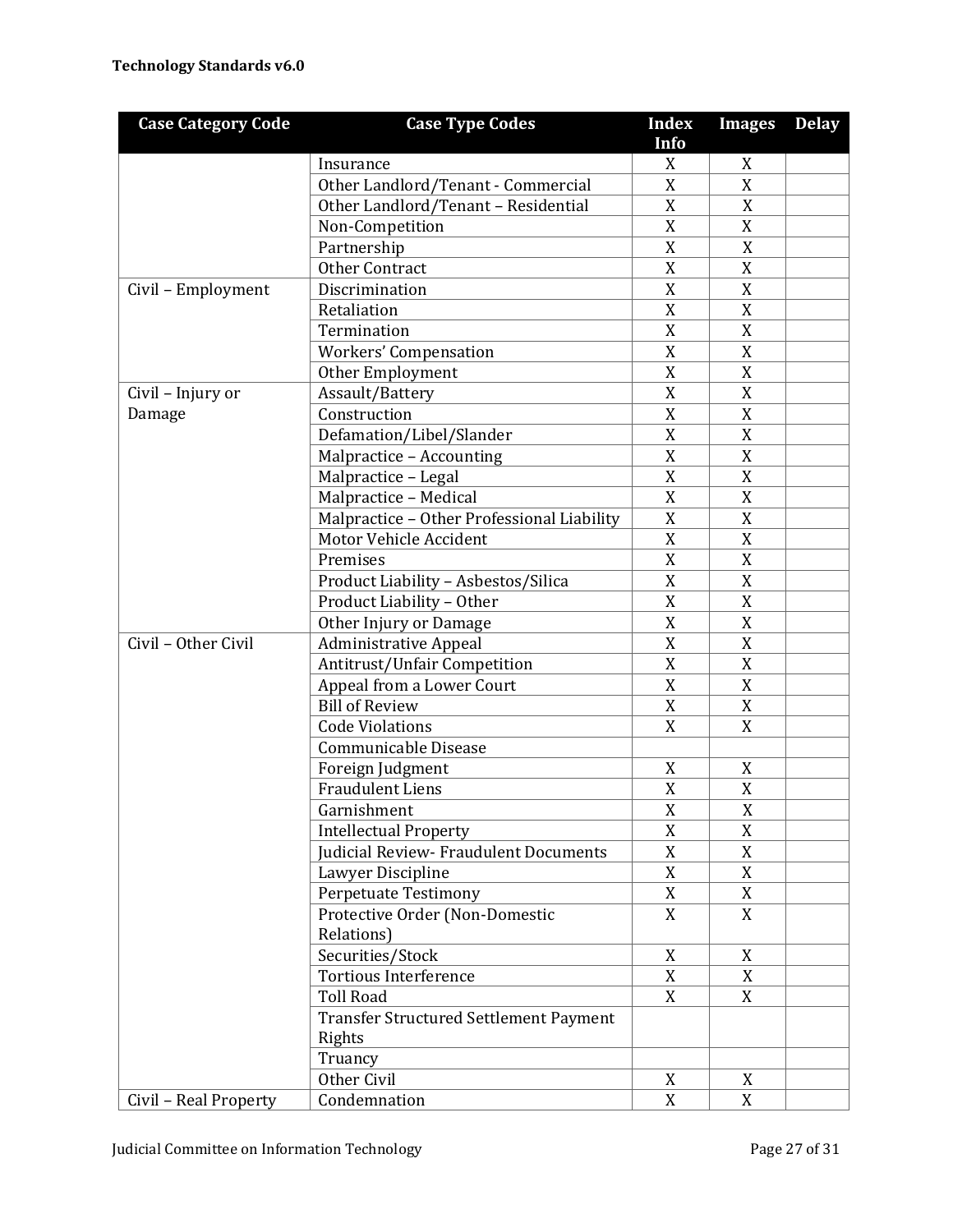| Case Category Code | Case Type Codes | Index Info | Images | Delay |
|---|---|---|---|---|
| | Insurance | X | X | |
| | Other Landlord/Tenant - Commercial | X | X | |
| | Other Landlord/Tenant – Residential | X | X | |
| | Non-Competition | X | X | |
| | Partnership | X | X | |
| | Other Contract | X | X | |
| Civil – Employment | Discrimination | X | X | |
| | Retaliation | X | X | |
| | Termination | X | X | |
| | Workers' Compensation | X | X | |
| | Other Employment | X | X | |
| Civil – Injury or Damage | Assault/Battery | X | X | |
| | Construction | X | X | |
| | Defamation/Libel/Slander | X | X | |
| | Malpractice – Accounting | X | X | |
| | Malpractice – Legal | X | X | |
| | Malpractice – Medical | X | X | |
| | Malpractice – Other Professional Liability | X | X | |
| | Motor Vehicle Accident | X | X | |
| | Premises | X | X | |
| | Product Liability – Asbestos/Silica | X | X | |
| | Product Liability – Other | X | X | |
| | Other Injury or Damage | X | X | |
| Civil – Other Civil | Administrative Appeal | X | X | |
| | Antitrust/Unfair Competition | X | X | |
| | Appeal from a Lower Court | X | X | |
| | Bill of Review | X | X | |
| | Code Violations | X | X | |
| | Communicable Disease | | | |
| | Foreign Judgment | X | X | |
| | Fraudulent Liens | X | X | |
| | Garnishment | X | X | |
| | Intellectual Property | X | X | |
| | Judicial Review- Fraudulent Documents | X | X | |
| | Lawyer Discipline | X | X | |
| | Perpetuate Testimony | X | X | |
| | Protective Order (Non-Domestic Relations) | X | X | |
| | Securities/Stock | X | X | |
| | Tortious Interference | X | X | |
| | Toll Road | X | X | |
| | Transfer Structured Settlement Payment Rights | | | |
| | Truancy | | | |
| | Other Civil | X | X | |
| Civil – Real Property | Condemnation | X | X | |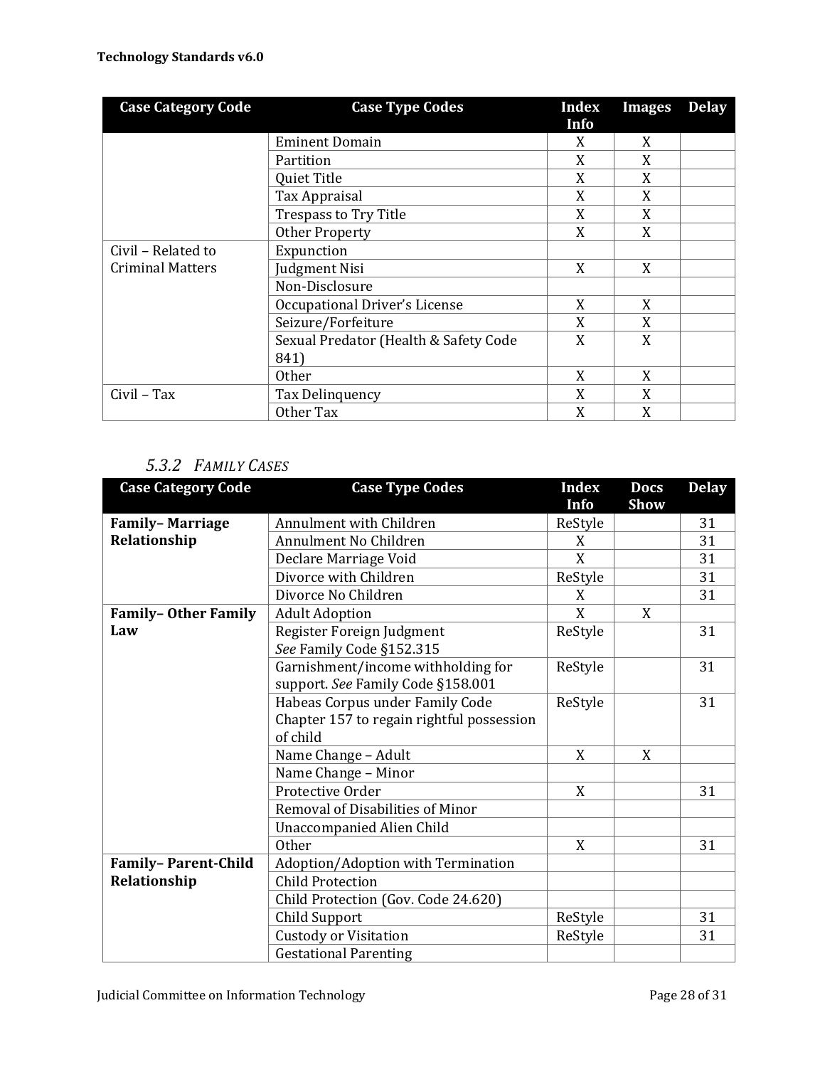| Case Category Code | Case Type Codes | Index Info | Images | Delay |
| --- | --- | --- | --- | --- |
| | Eminent Domain | X | X | |
| | Partition | X | X | |
| | Quiet Title | X | X | |
| | Tax Appraisal | X | X | |
| | Trespass to Try Title | X | X | |
| | Other Property | X | X | |
| Civil – Related to Criminal Matters | Expunction | | | |
| | Judgment Nisi | X | X | |
| | Non-Disclosure | | | |
| | Occupational Driver's License | X | X | |
| | Seizure/Forfeiture | X | X | |
| | Sexual Predator (Health & Safety Code 841) | X | X | |
| | Other | X | X | |
| Civil – Tax | Tax Delinquency | X | X | |
| | Other Tax | X | X | |

### 5.3.2 *Family Cases*

| Case Category Code | Case Type Codes | Index Info | Docs Show | Delay |
| --- | --- | --- | --- | --- |
| **Family– Marriage Relationship** | Annulment with Children | ReStyle | | 31 |
| | Annulment No Children | X | | 31 |
| | Declare Marriage Void | X | | 31 |
| | Divorce with Children | ReStyle | | 31 |
| | Divorce No Children | X | | 31 |
| **Family– Other Family Law** | Adult Adoption | X | X | |
| | Register Foreign Judgment *See* Family Code §152.315 | ReStyle | | 31 |
| | Garnishment/income withholding for support. *See* Family Code §158.001 | ReStyle | | 31 |
| | Habeas Corpus under Family Code Chapter 157 to regain rightful possession of child | ReStyle | | 31 |
| | Name Change – Adult | X | X | |
| | Name Change – Minor | | | |
| | Protective Order | X | | 31 |
| | Removal of Disabilities of Minor | | | |
| | Unaccompanied Alien Child | | | |
| | Other | X | | 31 |
| **Family– Parent-Child Relationship** | Adoption/Adoption with Termination | | | |
| | Child Protection | | | |
| | Child Protection (Gov. Code 24.620) | | | |
| | Child Support | ReStyle | | 31 |
| | Custody or Visitation | ReStyle | | 31 |
| | Gestational Parenting | | | |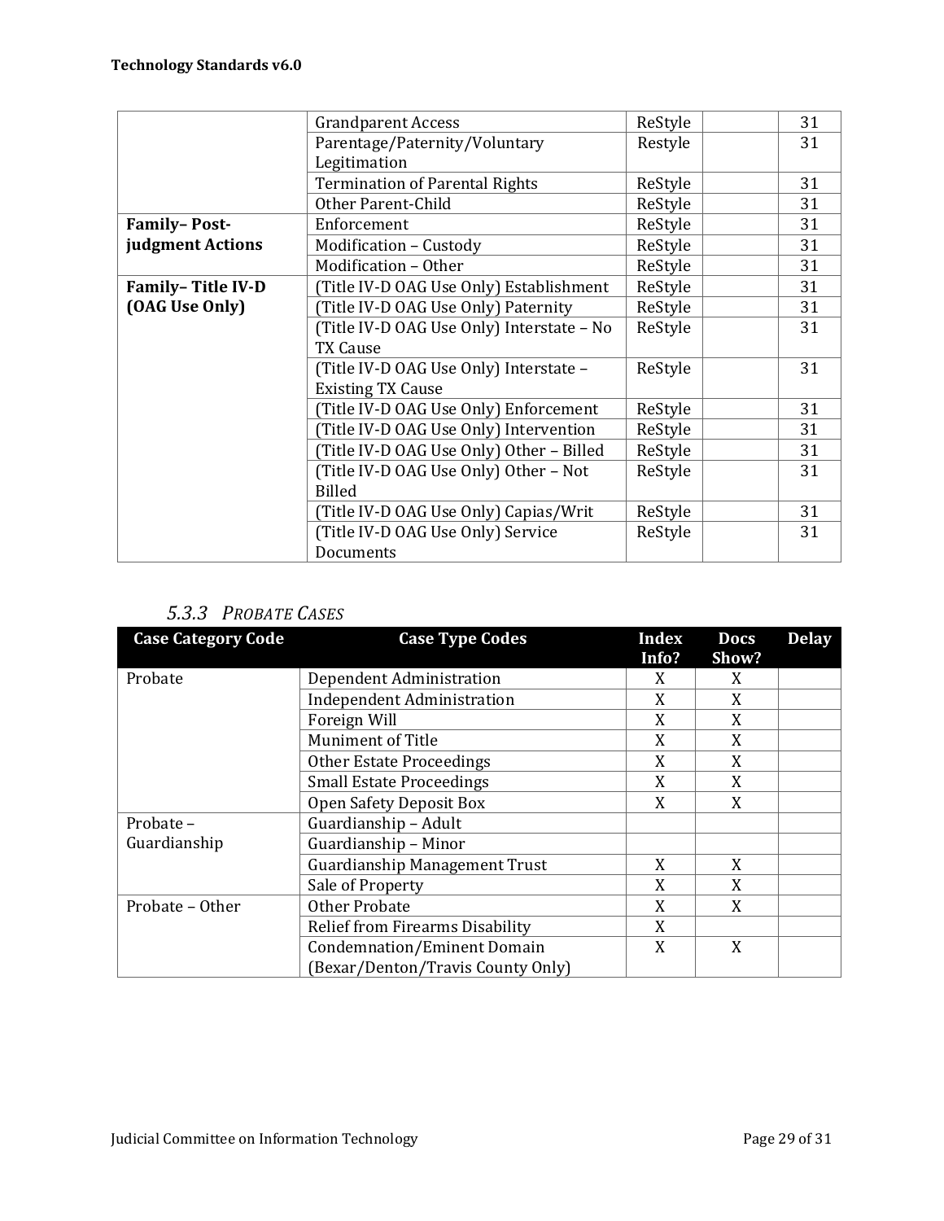| | | | | |
|---|---|---|---|---|
| | Grandparent Access | ReStyle | | 31 |
| | Parentage/Paternity/Voluntary Legitimation | Restyle | | 31 |
| | Termination of Parental Rights | ReStyle | | 31 |
| | Other Parent-Child | ReStyle | | 31 |
| **Family– Post-judgment Actions** | Enforcement | ReStyle | | 31 |
| | Modification – Custody | ReStyle | | 31 |
| | Modification – Other | ReStyle | | 31 |
| **Family– Title IV-D (OAG Use Only)** | (Title IV-D OAG Use Only) Establishment | ReStyle | | 31 |
| | (Title IV-D OAG Use Only) Paternity | ReStyle | | 31 |
| | (Title IV-D OAG Use Only) Interstate – No TX Cause | ReStyle | | 31 |
| | (Title IV-D OAG Use Only) Interstate – Existing TX Cause | ReStyle | | 31 |
| | (Title IV-D OAG Use Only) Enforcement | ReStyle | | 31 |
| | (Title IV-D OAG Use Only) Intervention | ReStyle | | 31 |
| | (Title IV-D OAG Use Only) Other – Billed | ReStyle | | 31 |
| | (Title IV-D OAG Use Only) Other – Not Billed | ReStyle | | 31 |
| | (Title IV-D OAG Use Only) Capias/Writ | ReStyle | | 31 |
| | (Title IV-D OAG Use Only) Service Documents | ReStyle | | 31 |

### *5.3.3 Probate Cases*

| Case Category Code | Case Type Codes | Index Info? | Docs Show? | Delay |
|---|---|---|---|---|
| Probate | Dependent Administration | X | X | |
| | Independent Administration | X | X | |
| | Foreign Will | X | X | |
| | Muniment of Title | X | X | |
| | Other Estate Proceedings | X | X | |
| | Small Estate Proceedings | X | X | |
| | Open Safety Deposit Box | X | X | |
| Probate – Guardianship | Guardianship – Adult | | | |
| | Guardianship – Minor | | | |
| | Guardianship Management Trust | X | X | |
| | Sale of Property | X | X | |
| Probate – Other | Other Probate | X | X | |
| | Relief from Firearms Disability | X | | |
| | Condemnation/Eminent Domain (Bexar/Denton/Travis County Only) | X | X | |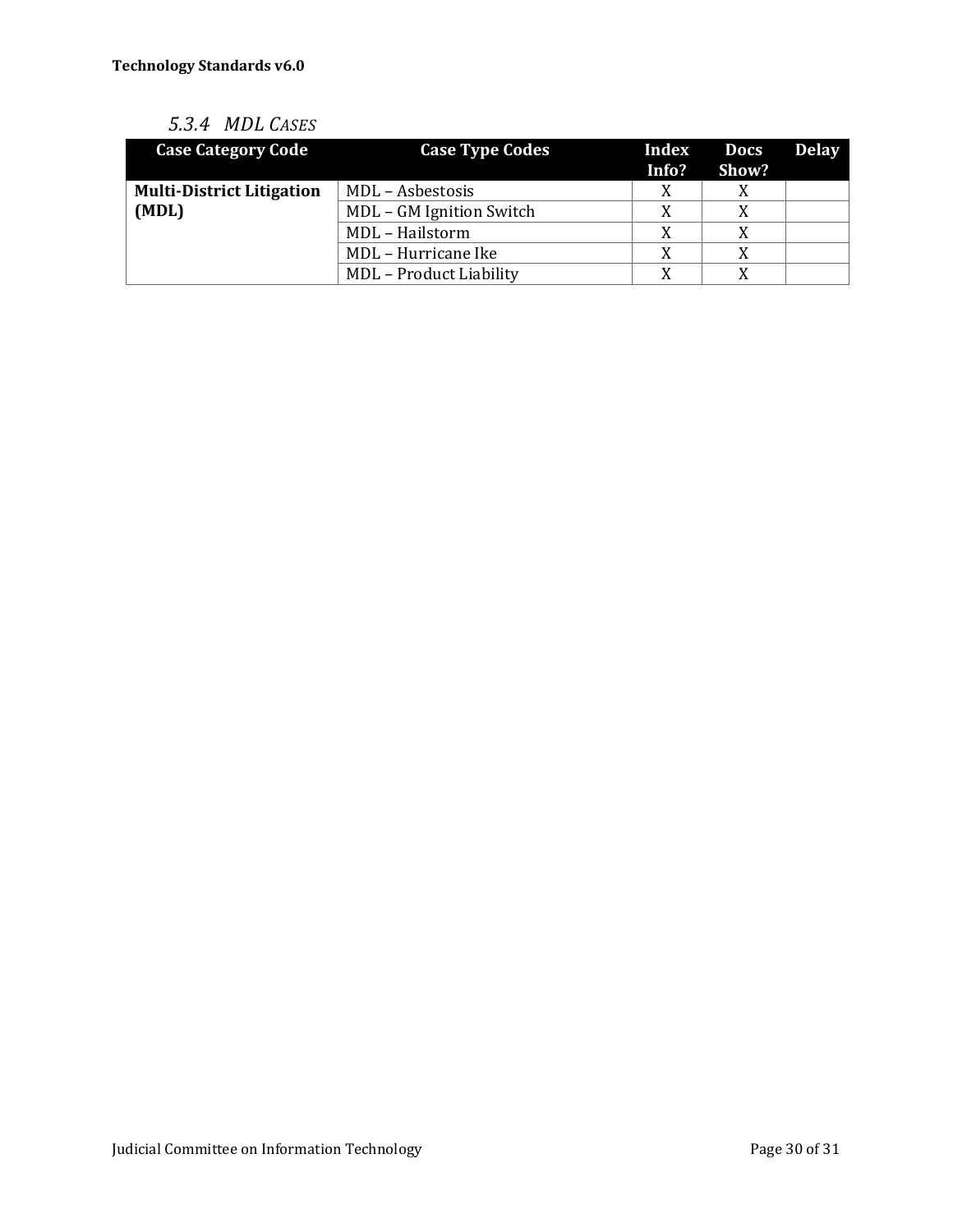### 5.3.4 MDL Cases

| Case Category Code | Case Type Codes | Index Info? | Docs Show? | Delay |
|---|---|---|---|---|
| **Multi-District Litigation (MDL)** | MDL – Asbestosis | X | X | |
| | MDL – GM Ignition Switch | X | X | |
| | MDL – Hailstorm | X | X | |
| | MDL – Hurricane Ike | X | X | |
| | MDL – Product Liability | X | X | |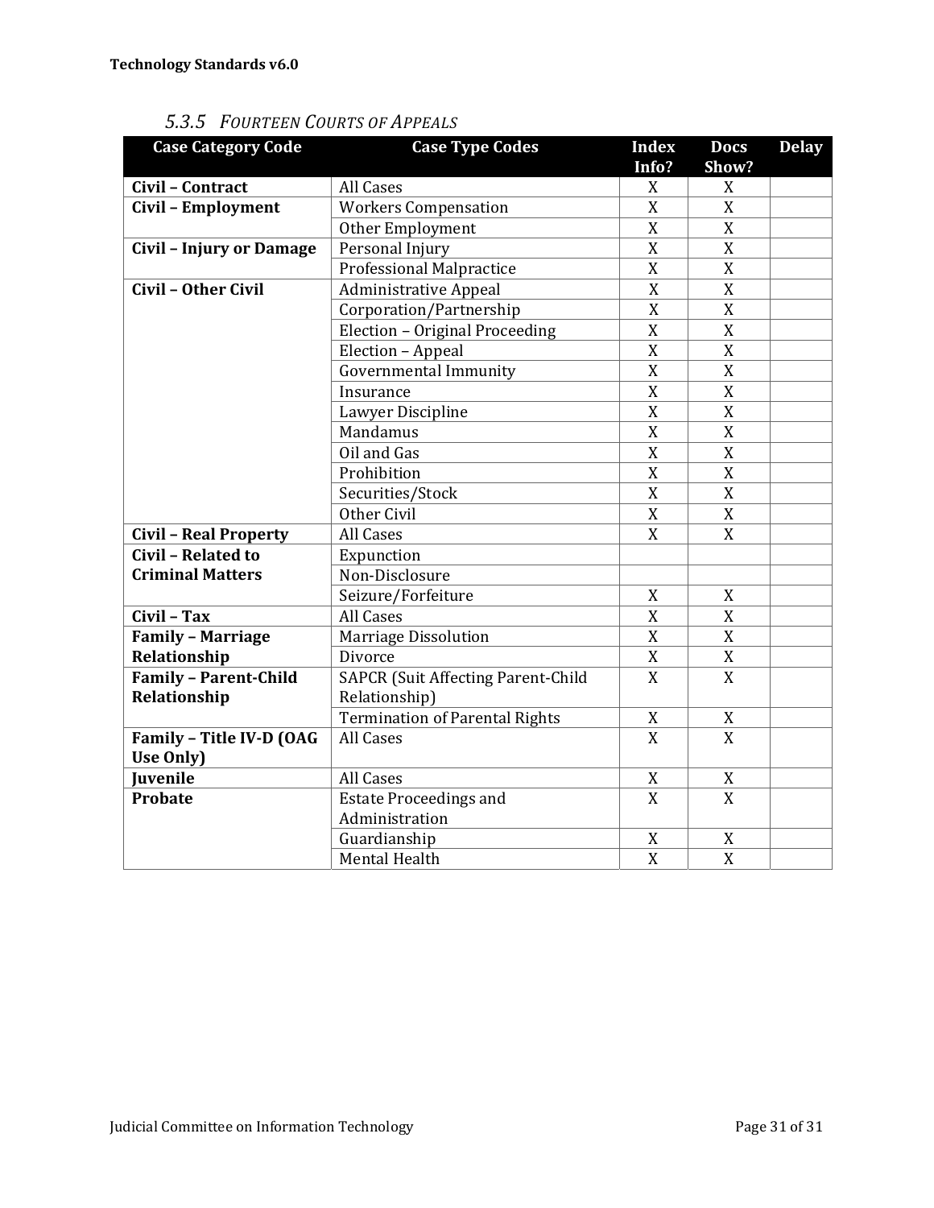### 5.3.5 *Fourteen Courts of Appeals*

| Case Category Code | Case Type Codes | Index Info? | Docs Show? | Delay |
|---|---|---|---|---|
| **Civil – Contract** | All Cases | X | X | |
| **Civil – Employment** | Workers Compensation | X | X | |
| | Other Employment | X | X | |
| **Civil – Injury or Damage** | Personal Injury | X | X | |
| | Professional Malpractice | X | X | |
| **Civil – Other Civil** | Administrative Appeal | X | X | |
| | Corporation/Partnership | X | X | |
| | Election – Original Proceeding | X | X | |
| | Election – Appeal | X | X | |
| | Governmental Immunity | X | X | |
| | Insurance | X | X | |
| | Lawyer Discipline | X | X | |
| | Mandamus | X | X | |
| | Oil and Gas | X | X | |
| | Prohibition | X | X | |
| | Securities/Stock | X | X | |
| | Other Civil | X | X | |
| **Civil – Real Property** | All Cases | X | X | |
| **Civil – Related to Criminal Matters** | Expunction | | | |
| | Non-Disclosure | | | |
| | Seizure/Forfeiture | X | X | |
| **Civil – Tax** | All Cases | X | X | |
| **Family – Marriage Relationship** | Marriage Dissolution | X | X | |
| | Divorce | X | X | |
| **Family – Parent-Child Relationship** | SAPCR (Suit Affecting Parent-Child Relationship) | X | X | |
| | Termination of Parental Rights | X | X | |
| **Family – Title IV-D (OAG Use Only)** | All Cases | X | X | |
| **Juvenile** | All Cases | X | X | |
| **Probate** | Estate Proceedings and Administration | X | X | |
| | Guardianship | X | X | |
| | Mental Health | X | X | |